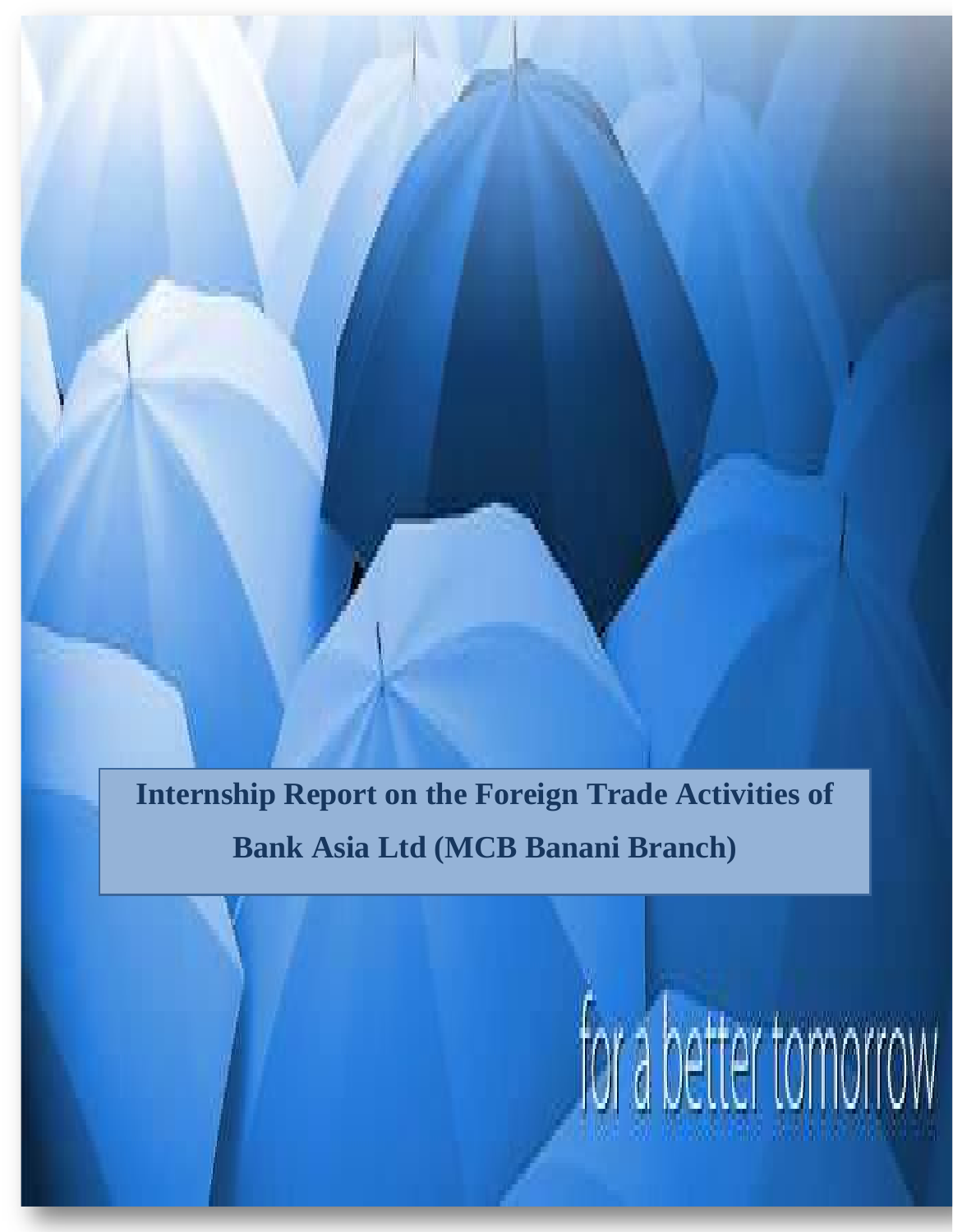# Internship Report on the Foreign Trade Activities of Bank Asia Ltd (MCB Banani Branch)

for a better tomorrow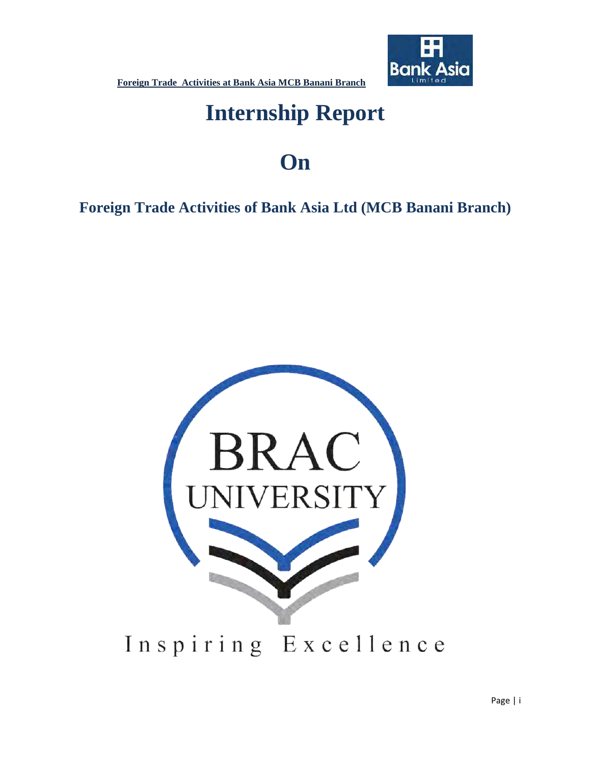# Internship Report

# On

## Foreign Trade Activities of Bank Asia Ltd (MCB Banani Branch)

BRAC UNIVERSITY

Inspiring Excellence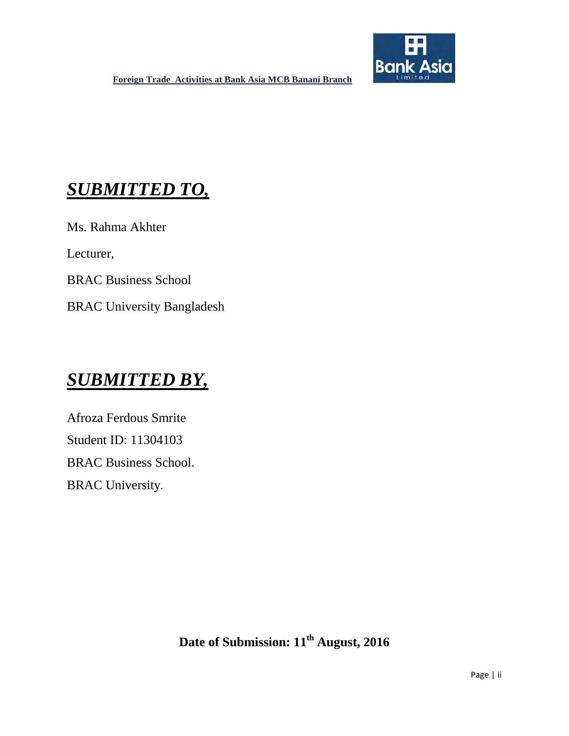## ***SUBMITTED TO,***

Ms. Rahma Akhter

Lecturer,

BRAC Business School

BRAC University Bangladesh

## ***SUBMITTED BY,***

Afroza Ferdous Smrite

Student ID: 11304103

BRAC Business School.

BRAC University.

**Date of Submission: 11th August, 2016**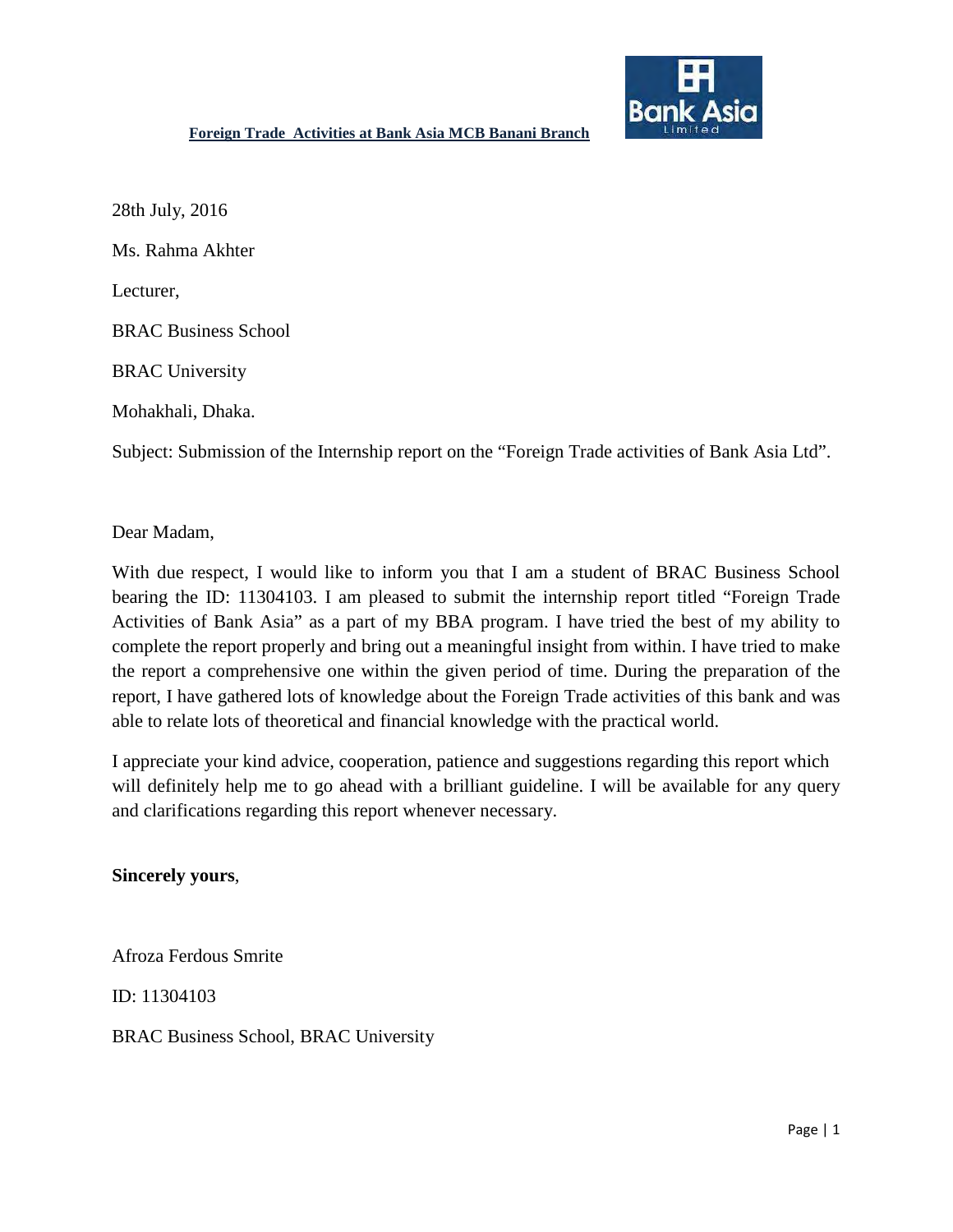28th July, 2016

Ms. Rahma Akhter

Lecturer,

BRAC Business School

BRAC University

Mohakhali, Dhaka.

Subject: Submission of the Internship report on the "Foreign Trade activities of Bank Asia Ltd".

Dear Madam,

With due respect, I would like to inform you that I am a student of BRAC Business School bearing the ID: 11304103. I am pleased to submit the internship report titled "Foreign Trade Activities of Bank Asia" as a part of my BBA program. I have tried the best of my ability to complete the report properly and bring out a meaningful insight from within. I have tried to make the report a comprehensive one within the given period of time. During the preparation of the report, I have gathered lots of knowledge about the Foreign Trade activities of this bank and was able to relate lots of theoretical and financial knowledge with the practical world.

I appreciate your kind advice, cooperation, patience and suggestions regarding this report which will definitely help me to go ahead with a brilliant guideline. I will be available for any query and clarifications regarding this report whenever necessary.

**Sincerely yours**,

Afroza Ferdous Smrite

ID: 11304103

BRAC Business School, BRAC University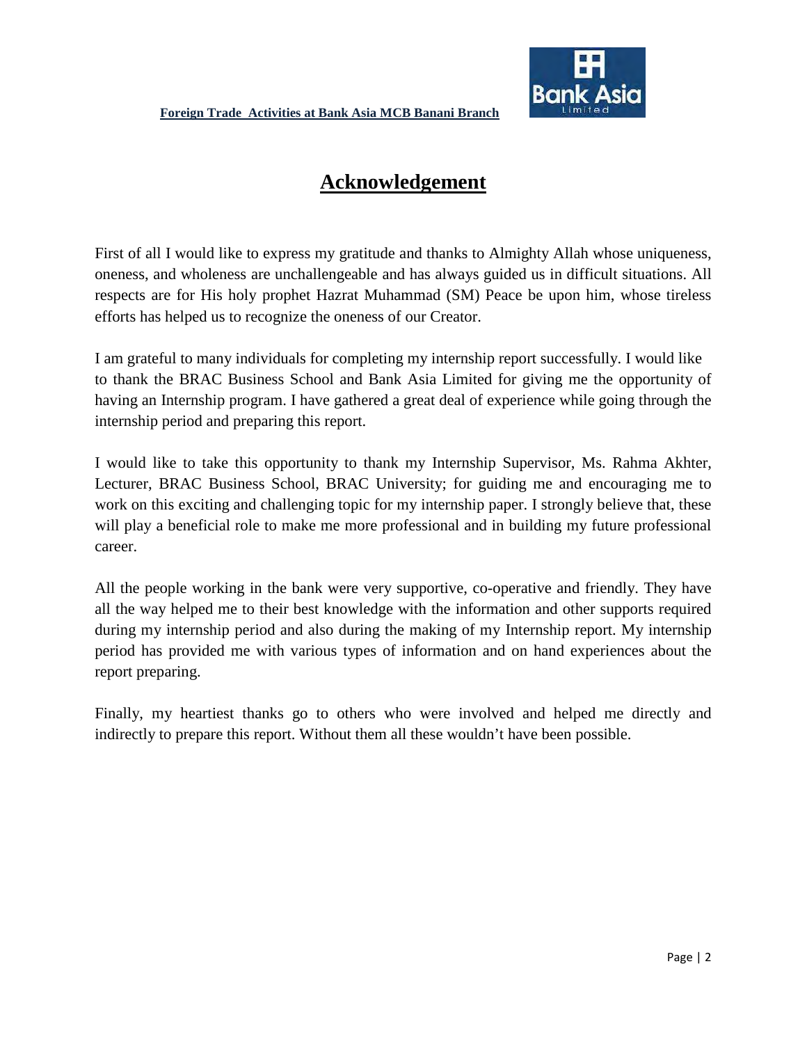# Acknowledgement

First of all I would like to express my gratitude and thanks to Almighty Allah whose uniqueness, oneness, and wholeness are unchallengeable and has always guided us in difficult situations. All respects are for His holy prophet Hazrat Muhammad (SM) Peace be upon him, whose tireless efforts has helped us to recognize the oneness of our Creator.

I am grateful to many individuals for completing my internship report successfully. I would like to thank the BRAC Business School and Bank Asia Limited for giving me the opportunity of having an Internship program. I have gathered a great deal of experience while going through the internship period and preparing this report.

I would like to take this opportunity to thank my Internship Supervisor, Ms. Rahma Akhter, Lecturer, BRAC Business School, BRAC University; for guiding me and encouraging me to work on this exciting and challenging topic for my internship paper. I strongly believe that, these will play a beneficial role to make me more professional and in building my future professional career.

All the people working in the bank were very supportive, co-operative and friendly. They have all the way helped me to their best knowledge with the information and other supports required during my internship period and also during the making of my Internship report. My internship period has provided me with various types of information and on hand experiences about the report preparing.

Finally, my heartiest thanks go to others who were involved and helped me directly and indirectly to prepare this report. Without them all these wouldn't have been possible.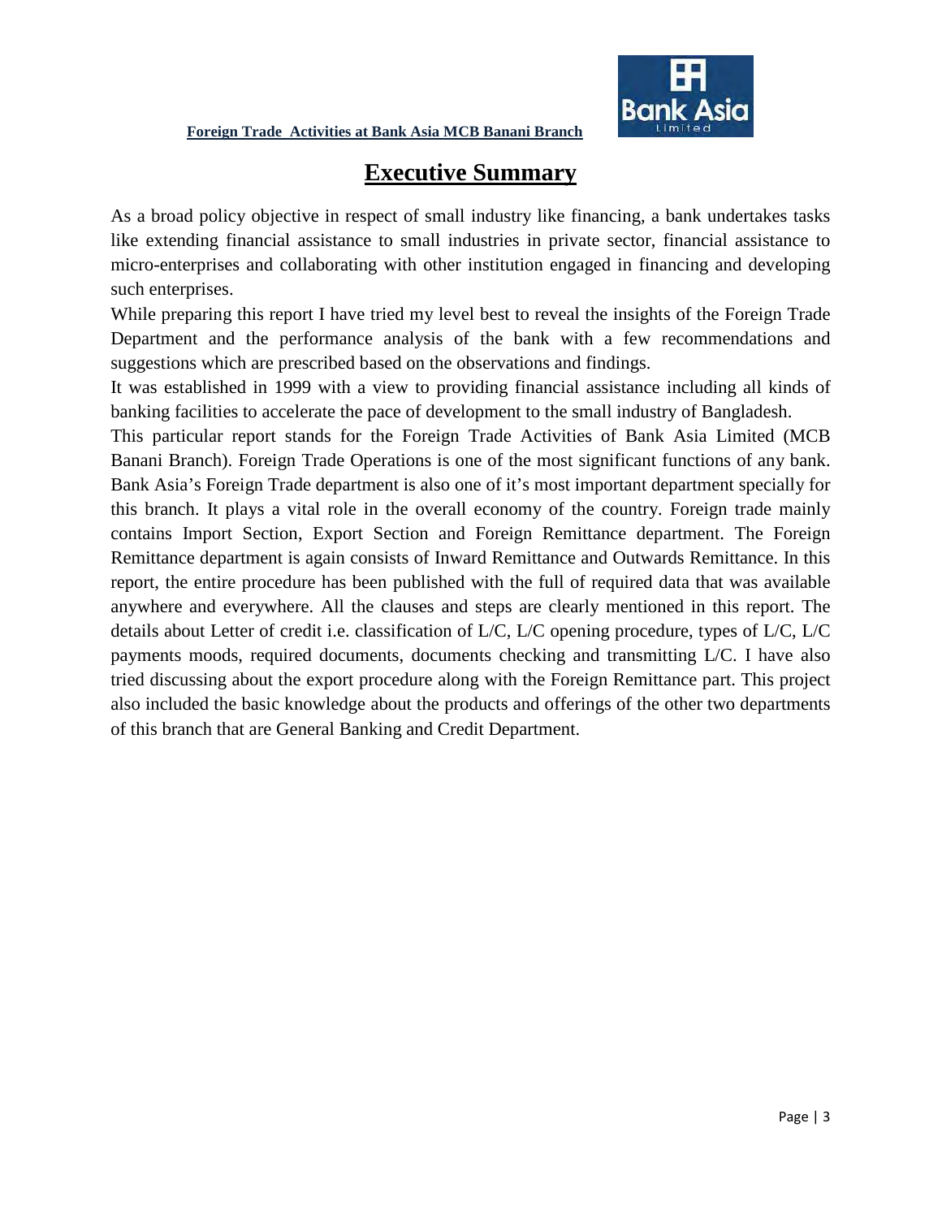# Executive Summary

As a broad policy objective in respect of small industry like financing, a bank undertakes tasks like extending financial assistance to small industries in private sector, financial assistance to micro-enterprises and collaborating with other institution engaged in financing and developing such enterprises.

While preparing this report I have tried my level best to reveal the insights of the Foreign Trade Department and the performance analysis of the bank with a few recommendations and suggestions which are prescribed based on the observations and findings.

It was established in 1999 with a view to providing financial assistance including all kinds of banking facilities to accelerate the pace of development to the small industry of Bangladesh.

This particular report stands for the Foreign Trade Activities of Bank Asia Limited (MCB Banani Branch). Foreign Trade Operations is one of the most significant functions of any bank. Bank Asia's Foreign Trade department is also one of it's most important department specially for this branch. It plays a vital role in the overall economy of the country. Foreign trade mainly contains Import Section, Export Section and Foreign Remittance department. The Foreign Remittance department is again consists of Inward Remittance and Outwards Remittance. In this report, the entire procedure has been published with the full of required data that was available anywhere and everywhere. All the clauses and steps are clearly mentioned in this report. The details about Letter of credit i.e. classification of L/C, L/C opening procedure, types of L/C, L/C payments moods, required documents, documents checking and transmitting L/C. I have also tried discussing about the export procedure along with the Foreign Remittance part. This project also included the basic knowledge about the products and offerings of the other two departments of this branch that are General Banking and Credit Department.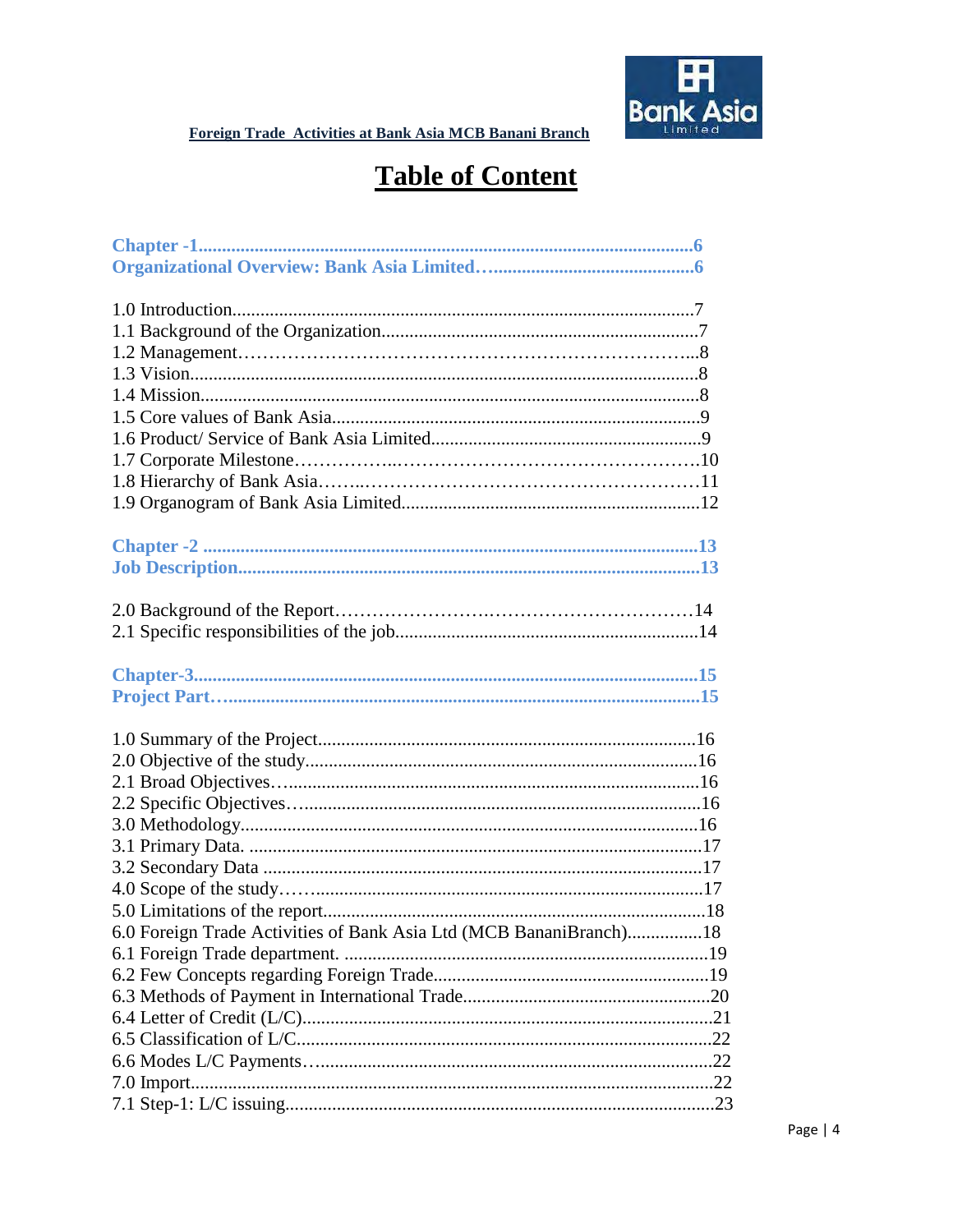# Table of Content

**Chapter -1..........................................................................................................6**
**Organizational Overview: Bank Asia Limited…...........................................6**

1.0 Introduction.................................................................................................7
1.1 Background of the Organization..................................................................7
1.2 Management………………………………………………………………..8
1.3 Vision...........................................................................................................8
1.4 Mission.........................................................................................................8
1.5 Core values of Bank Asia.............................................................................9
1.6 Product/ Service of Bank Asia Limited.........................................................9
1.7 Corporate Milestone……………..…………………………………………10
1.8 Hierarchy of Bank Asia……..………………………………………………11
1.9 Organogram of Bank Asia Limited...............................................................12

**Chapter -2 ..........................................................................................................13**
**Job Description...................................................................................................13**

2.0 Background of the Report…………………….……………………………14
2.1 Specific responsibilities of the job...............................................................14

**Chapter-3............................................................................................................15**
**Project Part…......................................................................................................15**

1.0 Summary of the Project................................................................................16
2.0 Objective of the study...................................................................................16
2.1 Broad Objectives….......................................................................................16
2.2 Specific Objectives…....................................................................................16
3.0 Methodology.................................................................................................16
3.1 Primary Data. ................................................................................................17
3.2 Secondary Data .............................................................................................17
4.0 Scope of the study……..................................................................................17
5.0 Limitations of the report................................................................................18
6.0 Foreign Trade Activities of Bank Asia Ltd (MCB BananiBranch)................18
6.1 Foreign Trade department. .............................................................................19
6.2 Few Concepts regarding Foreign Trade..........................................................19
6.3 Methods of Payment in International Trade....................................................20
6.4 Letter of Credit (L/C)......................................................................................21
6.5 Classification of L/C........................................................................................22
6.6 Modes L/C Payments…...................................................................................22
7.0 Import..............................................................................................................22
7.1 Step-1: L/C issuing...........................................................................................23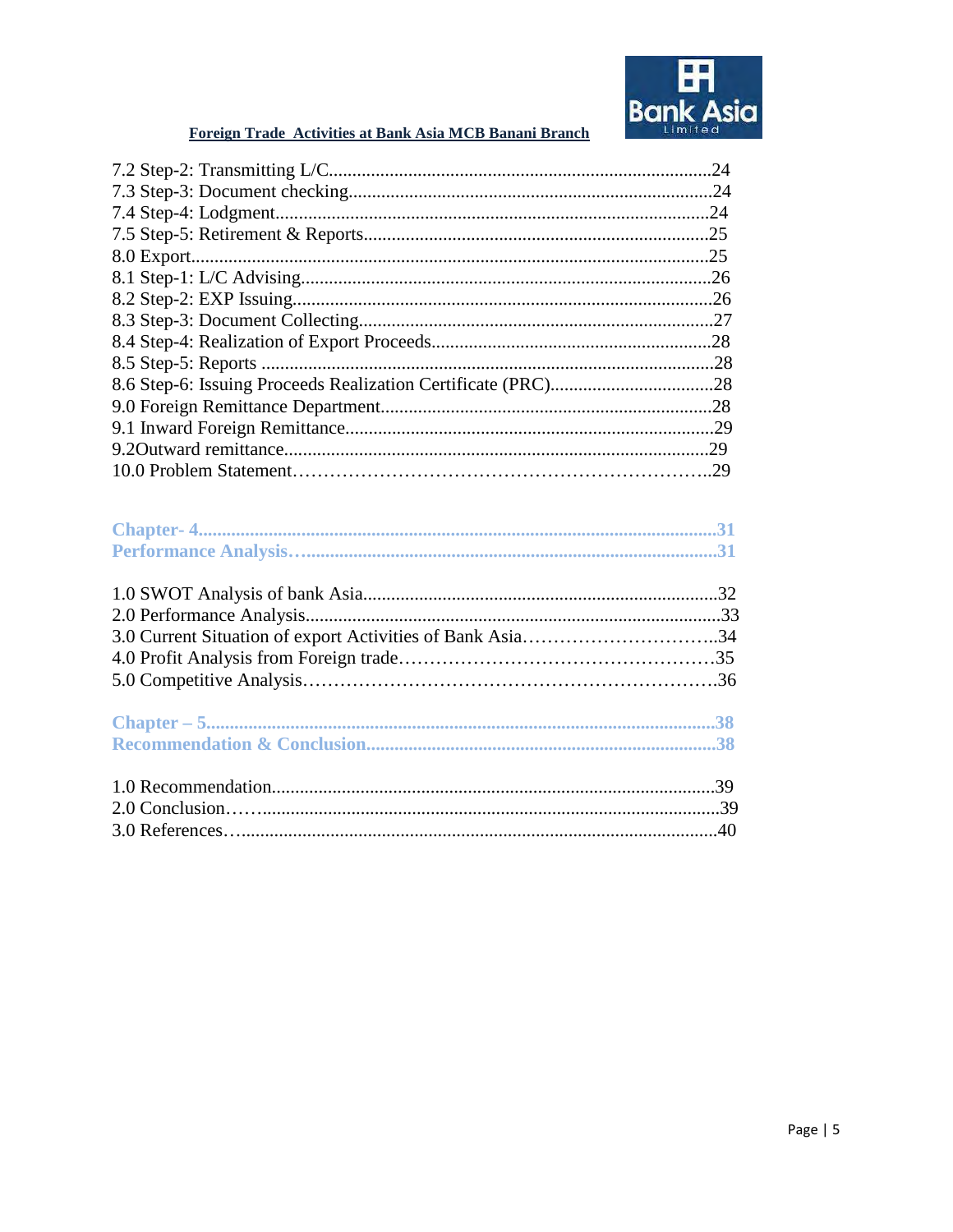7.2 Step-2: Transmitting L/C.................................................................................24
7.3 Step-3: Document checking.............................................................................24
7.4 Step-4: Lodgment............................................................................................24
7.5 Step-5: Retirement & Reports.........................................................................25
8.0 Export.............................................................................................................25
8.1 Step-1: L/C Advising.......................................................................................26
8.2 Step-2: EXP Issuing.........................................................................................26
8.3 Step-3: Document Collecting...........................................................................27
8.4 Step-4: Realization of Export Proceeds............................................................28
8.5 Step-5: Reports ................................................................................................28
8.6 Step-6: Issuing Proceeds Realization Certificate (PRC)...................................28
9.0 Foreign Remittance Department......................................................................28
9.1 Inward Foreign Remittance..............................................................................29
9.2Outward remittance.........................................................................................29
10.0 Problem Statement……………………………………………………..29

**Chapter- 4..............................................................................................................31**
**Performance Analysis…......................................................................................31**

1.0 SWOT Analysis of bank Asia............................................................................32
2.0 Performance Analysis........................................................................................33
3.0 Current Situation of export Activities of Bank Asia…………………………..34
4.0 Profit Analysis from Foreign trade……………………………………………35
5.0 Competitive Analysis…………………………………………………………36

**Chapter – 5.............................................................................................................38**
**Recommendation & Conclusion..........................................................................38**

1.0 Recommendation..............................................................................................39
2.0 Conclusion……..................................................................................................39
3.0 References…......................................................................................................40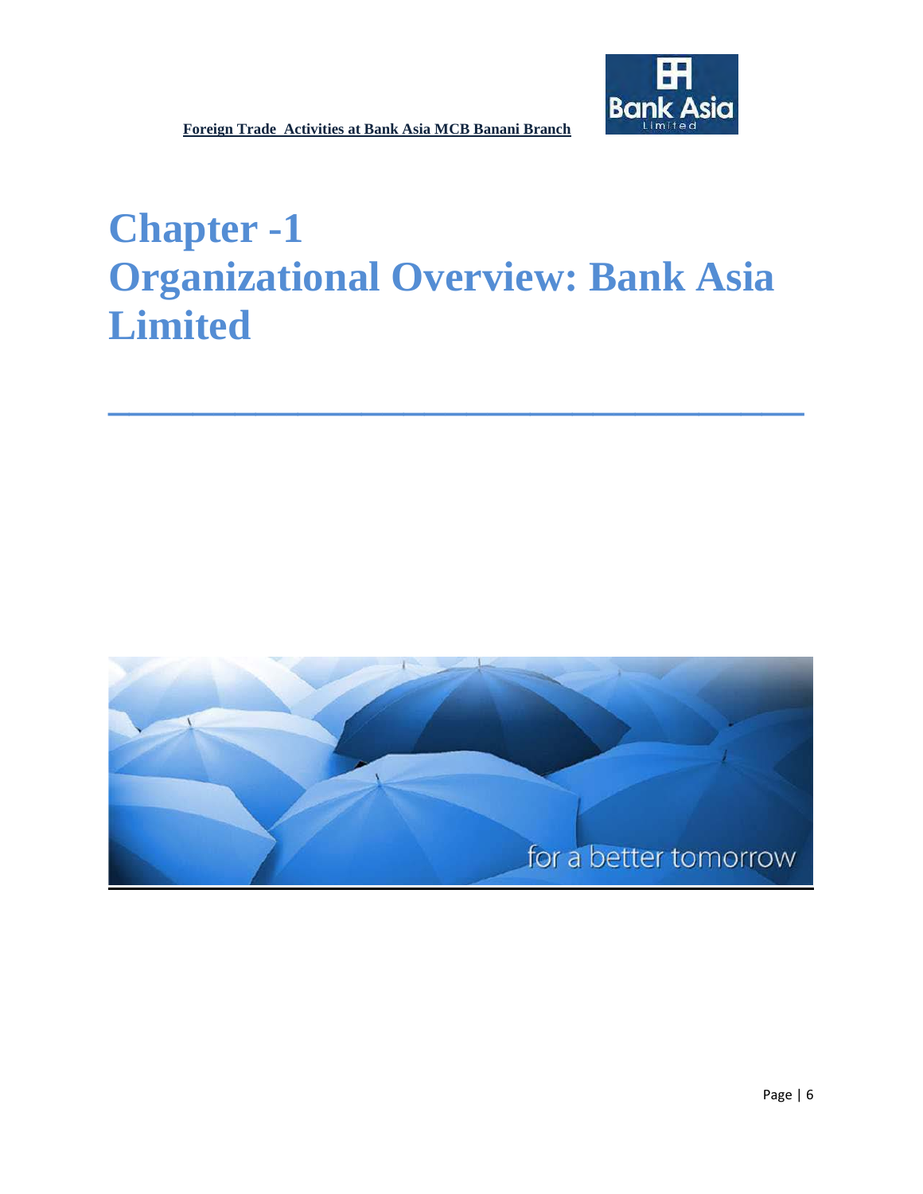# Chapter -1
# Organizational Overview: Bank Asia Limited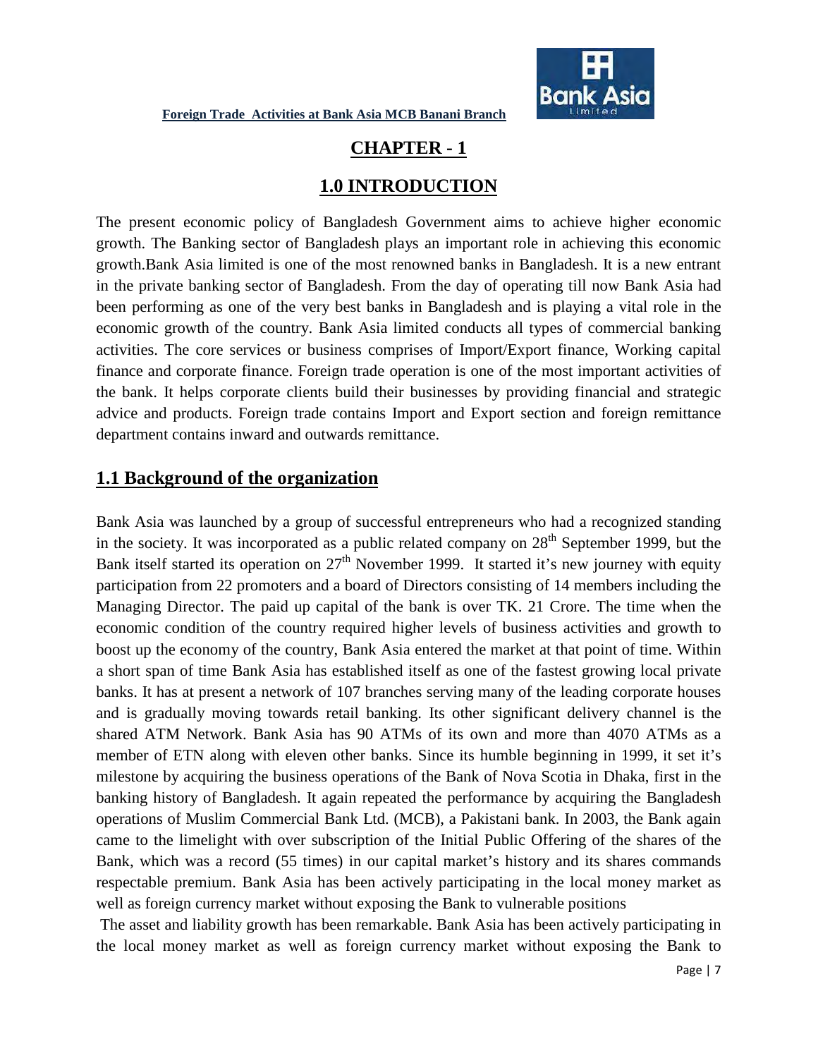# CHAPTER - 1

## 1.0 INTRODUCTION

The present economic policy of Bangladesh Government aims to achieve higher economic growth. The Banking sector of Bangladesh plays an important role in achieving this economic growth.Bank Asia limited is one of the most renowned banks in Bangladesh. It is a new entrant in the private banking sector of Bangladesh. From the day of operating till now Bank Asia had been performing as one of the very best banks in Bangladesh and is playing a vital role in the economic growth of the country. Bank Asia limited conducts all types of commercial banking activities. The core services or business comprises of Import/Export finance, Working capital finance and corporate finance. Foreign trade operation is one of the most important activities of the bank. It helps corporate clients build their businesses by providing financial and strategic advice and products. Foreign trade contains Import and Export section and foreign remittance department contains inward and outwards remittance.

## 1.1 Background of the organization

Bank Asia was launched by a group of successful entrepreneurs who had a recognized standing in the society. It was incorporated as a public related company on 28th September 1999, but the Bank itself started its operation on 27th November 1999. It started it's new journey with equity participation from 22 promoters and a board of Directors consisting of 14 members including the Managing Director. The paid up capital of the bank is over TK. 21 Crore. The time when the economic condition of the country required higher levels of business activities and growth to boost up the economy of the country, Bank Asia entered the market at that point of time. Within a short span of time Bank Asia has established itself as one of the fastest growing local private banks. It has at present a network of 107 branches serving many of the leading corporate houses and is gradually moving towards retail banking. Its other significant delivery channel is the shared ATM Network. Bank Asia has 90 ATMs of its own and more than 4070 ATMs as a member of ETN along with eleven other banks. Since its humble beginning in 1999, it set it's milestone by acquiring the business operations of the Bank of Nova Scotia in Dhaka, first in the banking history of Bangladesh. It again repeated the performance by acquiring the Bangladesh operations of Muslim Commercial Bank Ltd. (MCB), a Pakistani bank. In 2003, the Bank again came to the limelight with over subscription of the Initial Public Offering of the shares of the Bank, which was a record (55 times) in our capital market's history and its shares commands respectable premium. Bank Asia has been actively participating in the local money market as well as foreign currency market without exposing the Bank to vulnerable positions

The asset and liability growth has been remarkable. Bank Asia has been actively participating in the local money market as well as foreign currency market without exposing the Bank to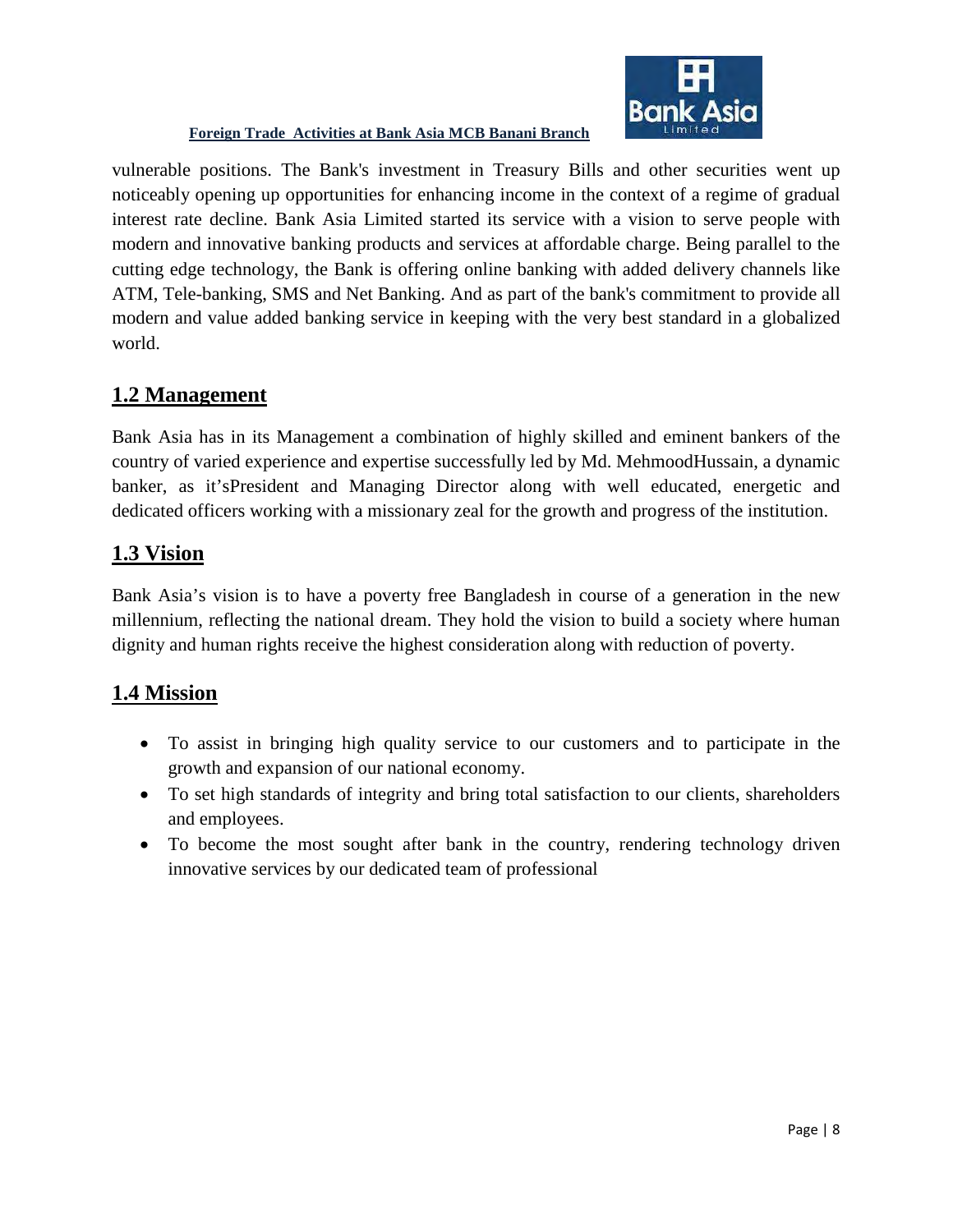vulnerable positions. The Bank's investment in Treasury Bills and other securities went up noticeably opening up opportunities for enhancing income in the context of a regime of gradual interest rate decline. Bank Asia Limited started its service with a vision to serve people with modern and innovative banking products and services at affordable charge. Being parallel to the cutting edge technology, the Bank is offering online banking with added delivery channels like ATM, Tele-banking, SMS and Net Banking. And as part of the bank's commitment to provide all modern and value added banking service in keeping with the very best standard in a globalized world.

## 1.2 Management

Bank Asia has in its Management a combination of highly skilled and eminent bankers of the country of varied experience and expertise successfully led by Md. MehmoodHussain, a dynamic banker, as it'sPresident and Managing Director along with well educated, energetic and dedicated officers working with a missionary zeal for the growth and progress of the institution.

## 1.3 Vision

Bank Asia's vision is to have a poverty free Bangladesh in course of a generation in the new millennium, reflecting the national dream. They hold the vision to build a society where human dignity and human rights receive the highest consideration along with reduction of poverty.

## 1.4 Mission

- To assist in bringing high quality service to our customers and to participate in the growth and expansion of our national economy.
- To set high standards of integrity and bring total satisfaction to our clients, shareholders and employees.
- To become the most sought after bank in the country, rendering technology driven innovative services by our dedicated team of professional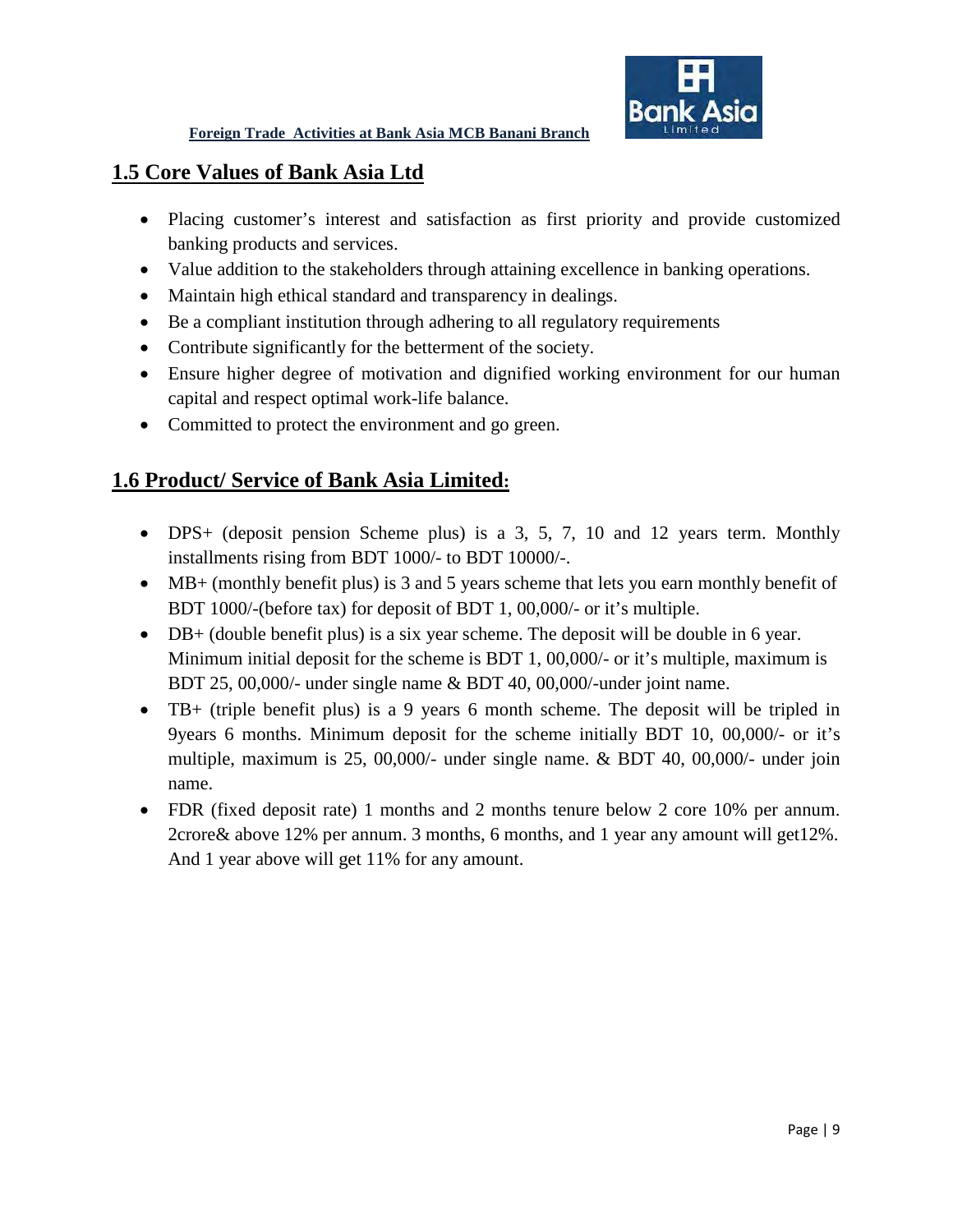## 1.5 Core Values of Bank Asia Ltd

- Placing customer's interest and satisfaction as first priority and provide customized banking products and services.
- Value addition to the stakeholders through attaining excellence in banking operations.
- Maintain high ethical standard and transparency in dealings.
- Be a compliant institution through adhering to all regulatory requirements
- Contribute significantly for the betterment of the society.
- Ensure higher degree of motivation and dignified working environment for our human capital and respect optimal work-life balance.
- Committed to protect the environment and go green.

## 1.6 Product/ Service of Bank Asia Limited:

- DPS+ (deposit pension Scheme plus) is a 3, 5, 7, 10 and 12 years term. Monthly installments rising from BDT 1000/- to BDT 10000/-.
- MB+ (monthly benefit plus) is 3 and 5 years scheme that lets you earn monthly benefit of BDT 1000/-(before tax) for deposit of BDT 1, 00,000/- or it's multiple.
- DB+ (double benefit plus) is a six year scheme. The deposit will be double in 6 year. Minimum initial deposit for the scheme is BDT 1, 00,000/- or it's multiple, maximum is BDT 25, 00,000/- under single name & BDT 40, 00,000/-under joint name.
- TB+ (triple benefit plus) is a 9 years 6 month scheme. The deposit will be tripled in 9years 6 months. Minimum deposit for the scheme initially BDT 10, 00,000/- or it's multiple, maximum is 25, 00,000/- under single name. & BDT 40, 00,000/- under join name.
- FDR (fixed deposit rate) 1 months and 2 months tenure below 2 core 10% per annum. 2crore& above 12% per annum. 3 months, 6 months, and 1 year any amount will get12%. And 1 year above will get 11% for any amount.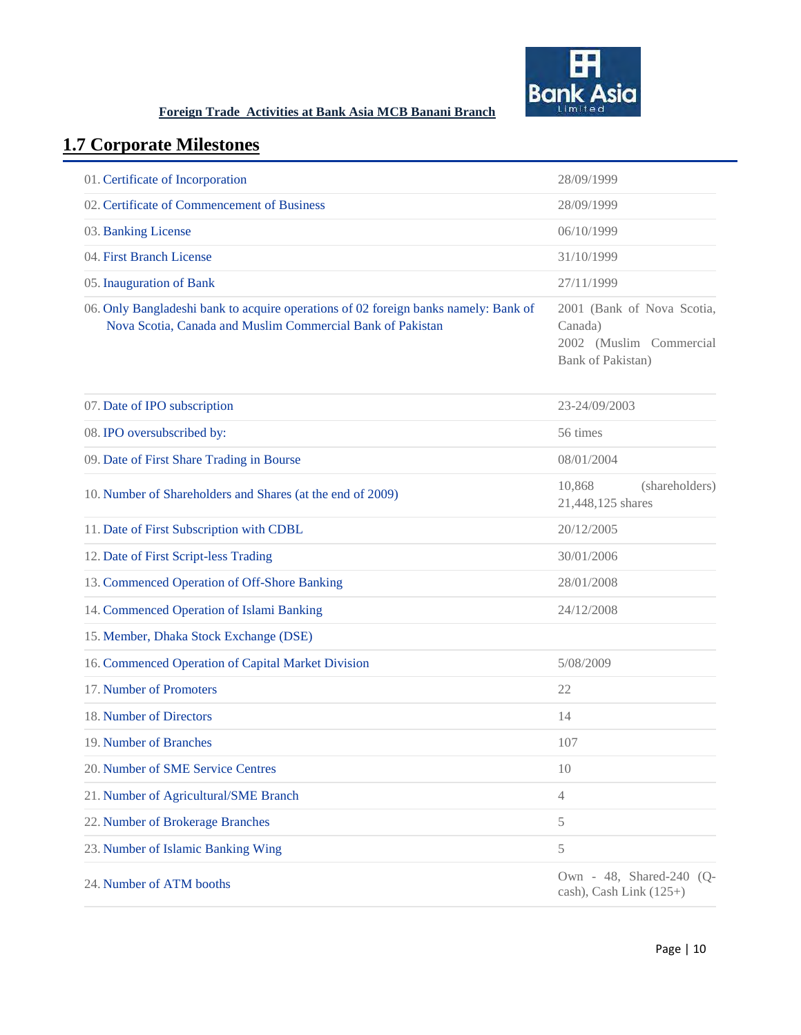## 1.7 Corporate Milestones

| | |
|---|---|
| 01. Certificate of Incorporation | 28/09/1999 |
| 02. Certificate of Commencement of Business | 28/09/1999 |
| 03. Banking License | 06/10/1999 |
| 04. First Branch License | 31/10/1999 |
| 05. Inauguration of Bank | 27/11/1999 |
| 06. Only Bangladeshi bank to acquire operations of 02 foreign banks namely: Bank of Nova Scotia, Canada and Muslim Commercial Bank of Pakistan | 2001 (Bank of Nova Scotia, Canada) 2002 (Muslim Commercial Bank of Pakistan) |
| 07. Date of IPO subscription | 23-24/09/2003 |
| 08. IPO oversubscribed by: | 56 times |
| 09. Date of First Share Trading in Bourse | 08/01/2004 |
| 10. Number of Shareholders and Shares (at the end of 2009) | 10,868 (shareholders) 21,448,125 shares |
| 11. Date of First Subscription with CDBL | 20/12/2005 |
| 12. Date of First Script-less Trading | 30/01/2006 |
| 13. Commenced Operation of Off-Shore Banking | 28/01/2008 |
| 14. Commenced Operation of Islami Banking | 24/12/2008 |
| 15. Member, Dhaka Stock Exchange (DSE) | |
| 16. Commenced Operation of Capital Market Division | 5/08/2009 |
| 17. Number of Promoters | 22 |
| 18. Number of Directors | 14 |
| 19. Number of Branches | 107 |
| 20. Number of SME Service Centres | 10 |
| 21. Number of Agricultural/SME Branch | 4 |
| 22. Number of Brokerage Branches | 5 |
| 23. Number of Islamic Banking Wing | 5 |
| 24. Number of ATM booths | Own - 48, Shared-240 (Q-cash), Cash Link (125+) |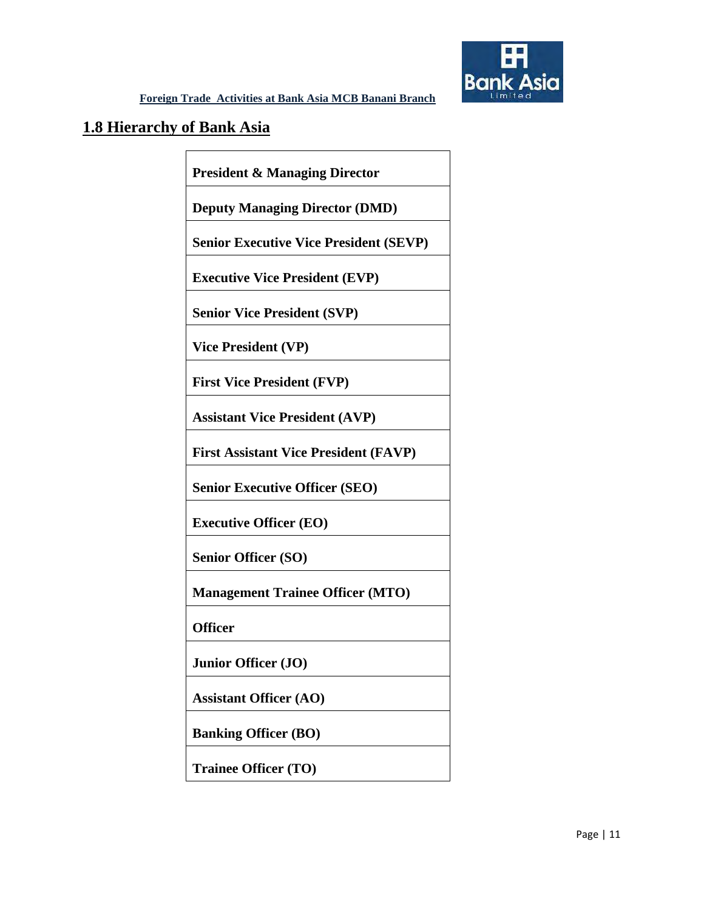## 1.8 Hierarchy of Bank Asia

| **President & Managing Director** |
|---|
| **Deputy Managing Director (DMD)** |
| **Senior Executive Vice President (SEVP)** |
| **Executive Vice President (EVP)** |
| **Senior Vice President (SVP)** |
| **Vice President (VP)** |
| **First Vice President (FVP)** |
| **Assistant Vice President (AVP)** |
| **First Assistant Vice President (FAVP)** |
| **Senior Executive Officer (SEO)** |
| **Executive Officer (EO)** |
| **Senior Officer (SO)** |
| **Management Trainee Officer (MTO)** |
| **Officer** |
| **Junior Officer (JO)** |
| **Assistant Officer (AO)** |
| **Banking Officer (BO)** |
| **Trainee Officer (TO)** |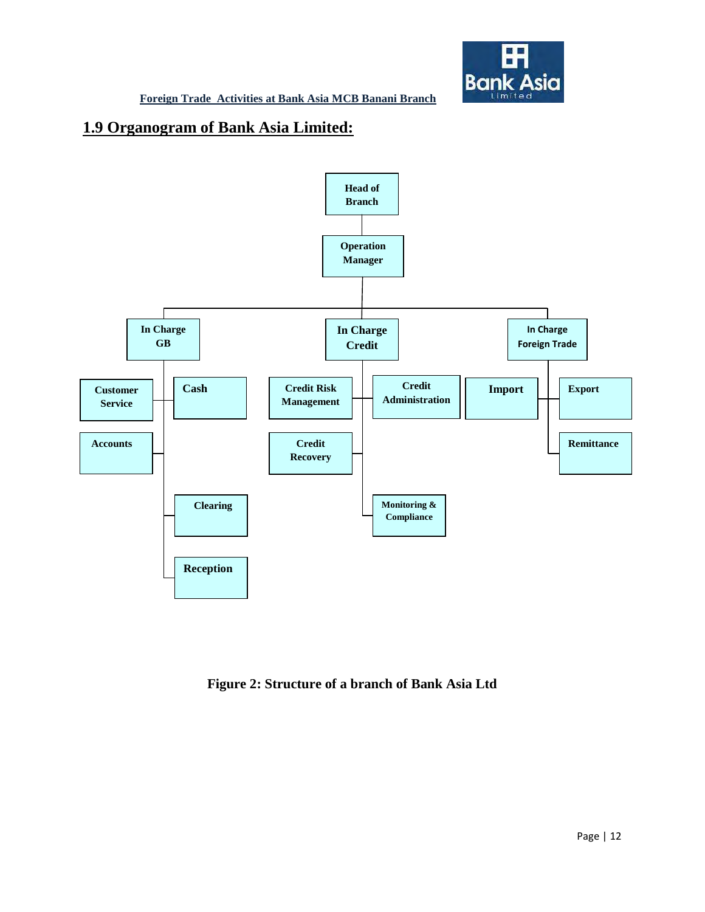## 1.9 Organogram of Bank Asia Limited:

- Head of Branch
  - Operation Manager
    - In Charge GB
      - Customer Service
      - Cash
      - Accounts
      - Clearing
      - Reception
    - In Charge Credit
      - Credit Risk Management
      - Credit Administration
      - Credit Recovery
      - Monitoring & Compliance
    - In Charge Foreign Trade
      - Import
      - Export
      - Remittance

**Figure 2: Structure of a branch of Bank Asia Ltd**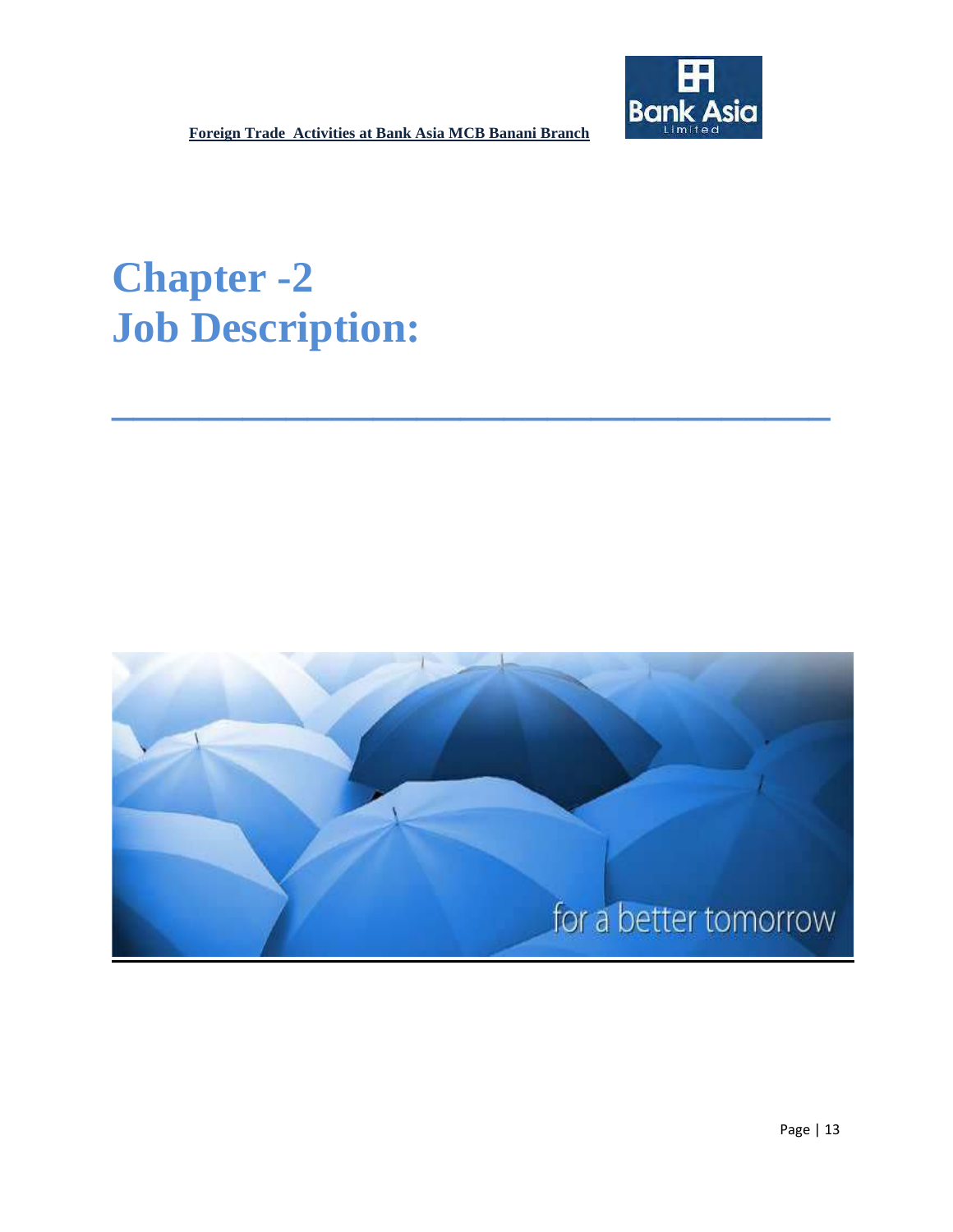# Chapter -2
# Job Description: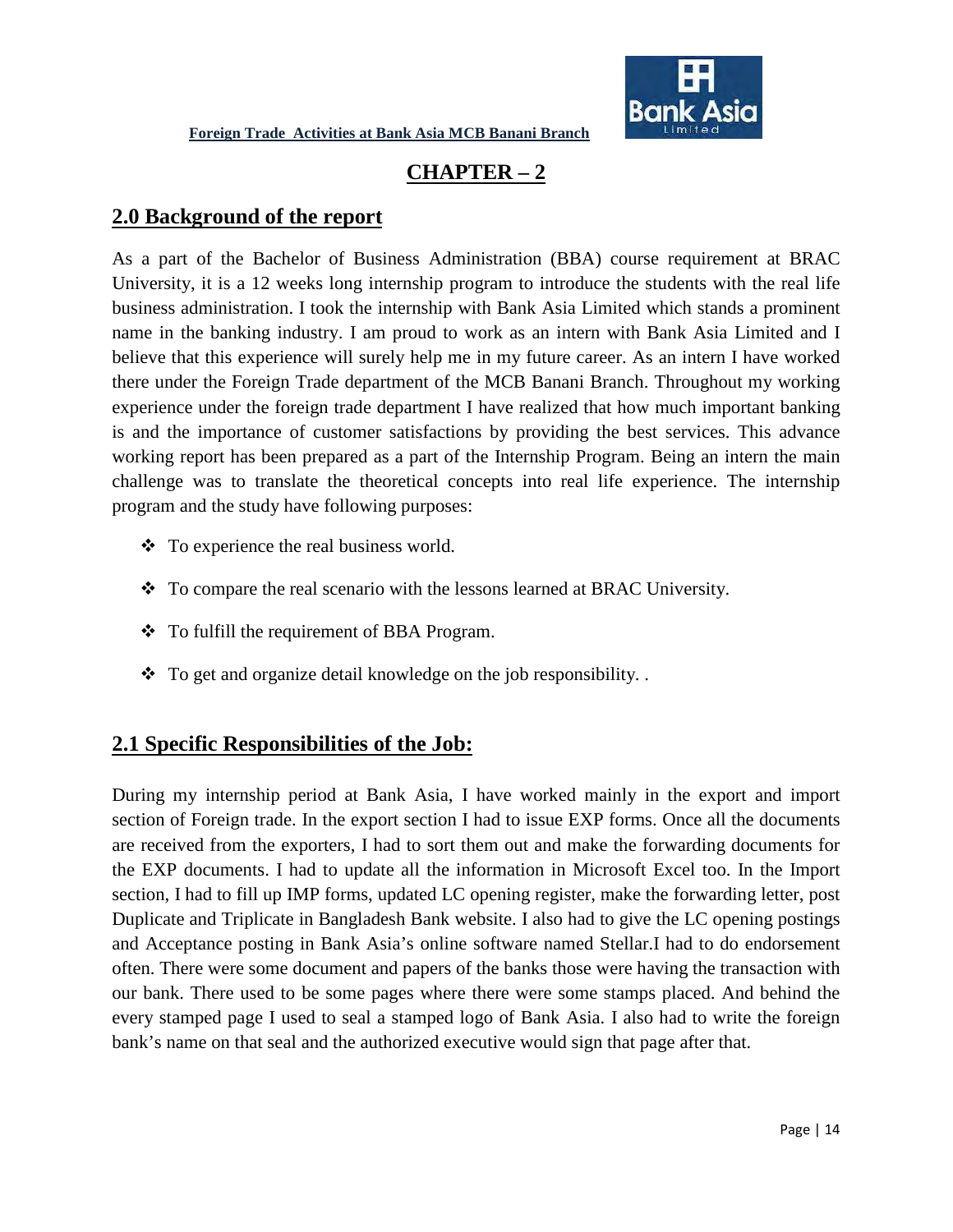# CHAPTER – 2

## 2.0 Background of the report

As a part of the Bachelor of Business Administration (BBA) course requirement at BRAC University, it is a 12 weeks long internship program to introduce the students with the real life business administration. I took the internship with Bank Asia Limited which stands a prominent name in the banking industry. I am proud to work as an intern with Bank Asia Limited and I believe that this experience will surely help me in my future career. As an intern I have worked there under the Foreign Trade department of the MCB Banani Branch. Throughout my working experience under the foreign trade department I have realized that how much important banking is and the importance of customer satisfactions by providing the best services. This advance working report has been prepared as a part of the Internship Program. Being an intern the main challenge was to translate the theoretical concepts into real life experience. The internship program and the study have following purposes:

- To experience the real business world.
- To compare the real scenario with the lessons learned at BRAC University.
- To fulfill the requirement of BBA Program.
- To get and organize detail knowledge on the job responsibility. .

## 2.1 Specific Responsibilities of the Job:

During my internship period at Bank Asia, I have worked mainly in the export and import section of Foreign trade. In the export section I had to issue EXP forms. Once all the documents are received from the exporters, I had to sort them out and make the forwarding documents for the EXP documents. I had to update all the information in Microsoft Excel too. In the Import section, I had to fill up IMP forms, updated LC opening register, make the forwarding letter, post Duplicate and Triplicate in Bangladesh Bank website. I also had to give the LC opening postings and Acceptance posting in Bank Asia's online software named Stellar.I had to do endorsement often. There were some document and papers of the banks those were having the transaction with our bank. There used to be some pages where there were some stamps placed. And behind the every stamped page I used to seal a stamped logo of Bank Asia. I also had to write the foreign bank's name on that seal and the authorized executive would sign that page after that.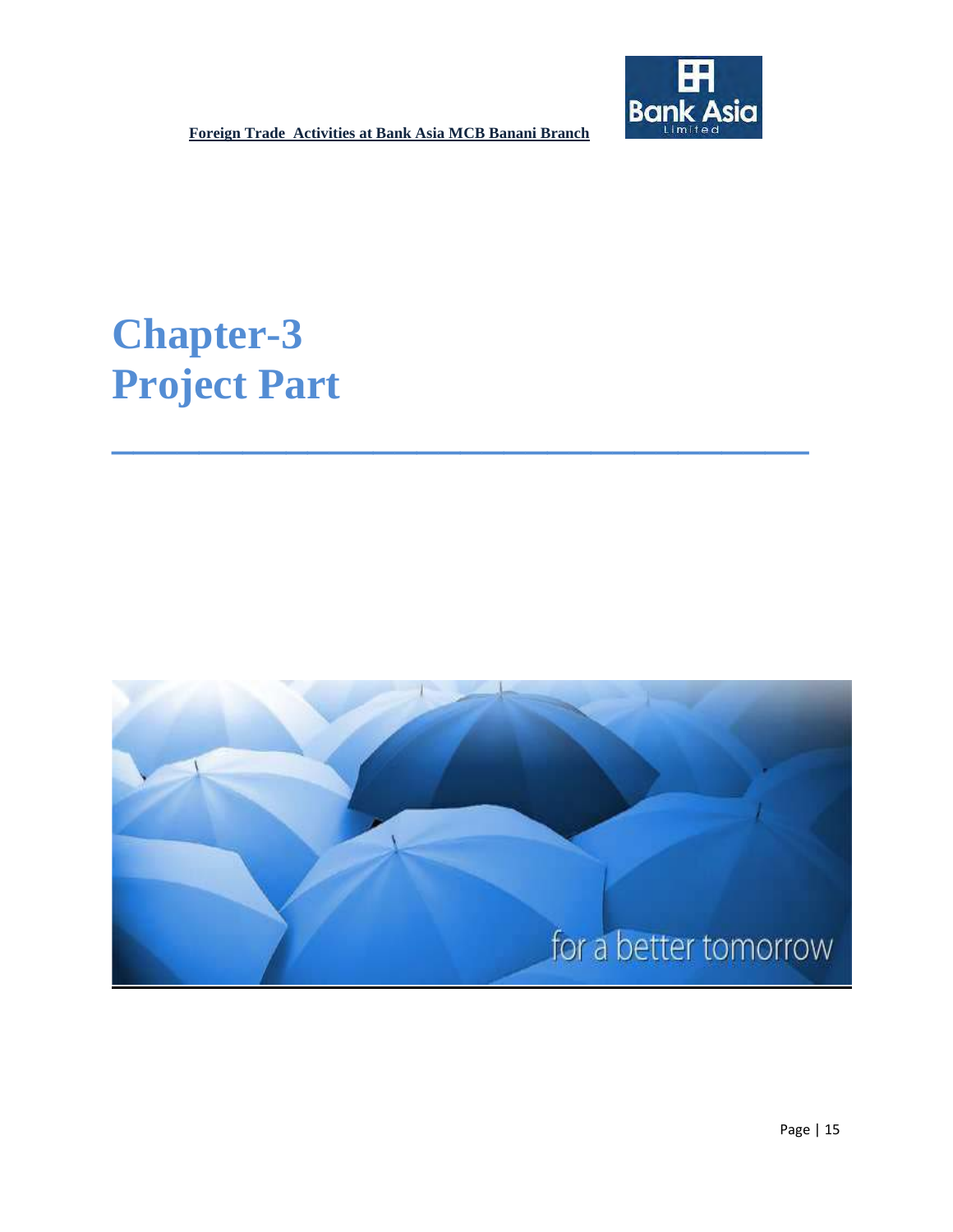# Chapter-3
# Project Part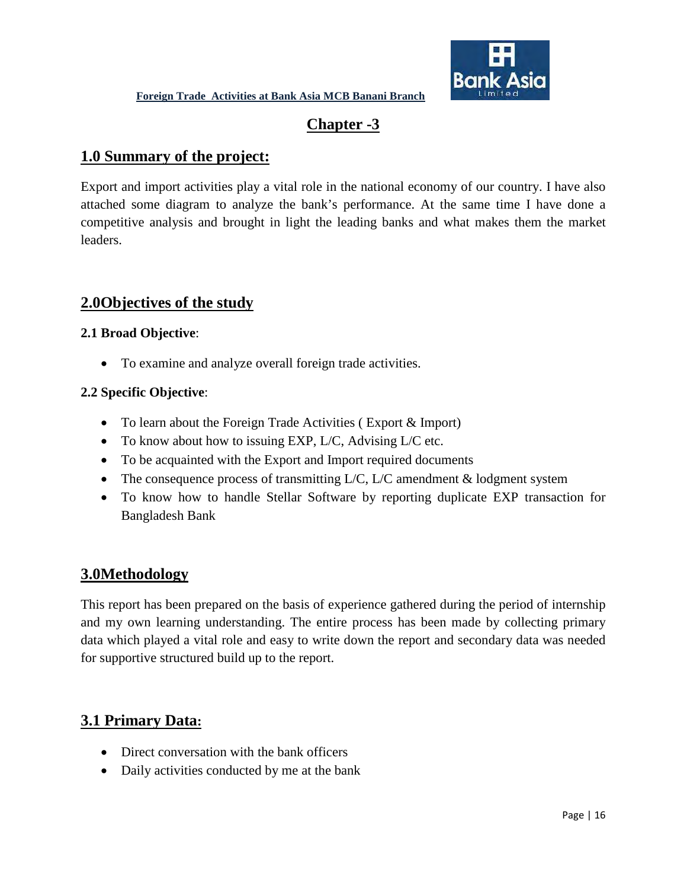# Chapter -3

## 1.0 Summary of the project:

Export and import activities play a vital role in the national economy of our country. I have also attached some diagram to analyze the bank's performance. At the same time I have done a competitive analysis and brought in light the leading banks and what makes them the market leaders.

## 2.0Objectives of the study

**2.1 Broad Objective**:

- To examine and analyze overall foreign trade activities.

**2.2 Specific Objective**:

- To learn about the Foreign Trade Activities ( Export & Import)
- To know about how to issuing EXP, L/C, Advising L/C etc.
- To be acquainted with the Export and Import required documents
- The consequence process of transmitting L/C, L/C amendment & lodgment system
- To know how to handle Stellar Software by reporting duplicate EXP transaction for Bangladesh Bank

## 3.0Methodology

This report has been prepared on the basis of experience gathered during the period of internship and my own learning understanding. The entire process has been made by collecting primary data which played a vital role and easy to write down the report and secondary data was needed for supportive structured build up to the report.

## 3.1 Primary Data:

- Direct conversation with the bank officers
- Daily activities conducted by me at the bank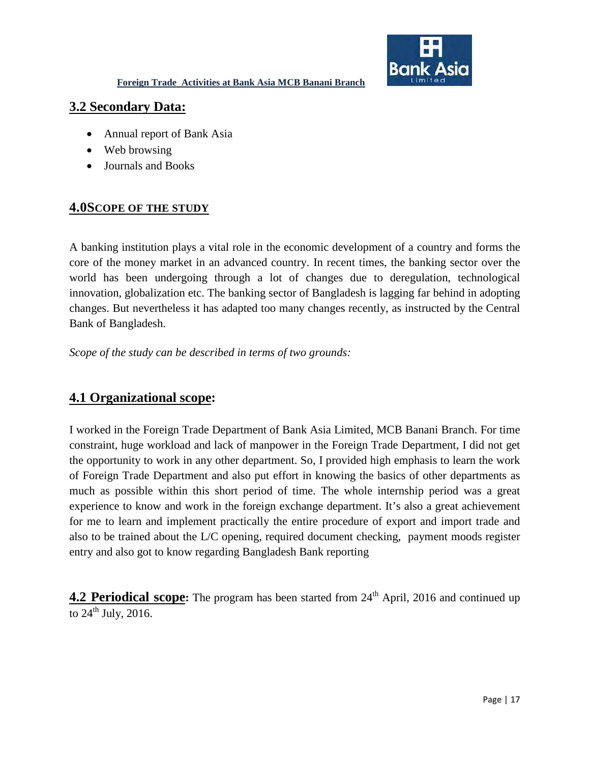## 3.2 Secondary Data:

- Annual report of Bank Asia
- Web browsing
- Journals and Books

## 4.0SCOPE OF THE STUDY

A banking institution plays a vital role in the economic development of a country and forms the core of the money market in an advanced country. In recent times, the banking sector over the world has been undergoing through a lot of changes due to deregulation, technological innovation, globalization etc. The banking sector of Bangladesh is lagging far behind in adopting changes. But nevertheless it has adapted too many changes recently, as instructed by the Central Bank of Bangladesh.

*Scope of the study can be described in terms of two grounds:*

## 4.1 Organizational scope:

I worked in the Foreign Trade Department of Bank Asia Limited, MCB Banani Branch. For time constraint, huge workload and lack of manpower in the Foreign Trade Department, I did not get the opportunity to work in any other department. So, I provided high emphasis to learn the work of Foreign Trade Department and also put effort in knowing the basics of other departments as much as possible within this short period of time. The whole internship period was a great experience to know and work in the foreign exchange department. It's also a great achievement for me to learn and implement practically the entire procedure of export and import trade and also to be trained about the L/C opening, required document checking, payment moods register entry and also got to know regarding Bangladesh Bank reporting

**4.2 Periodical scope:** The program has been started from 24th April, 2016 and continued up to 24th July, 2016.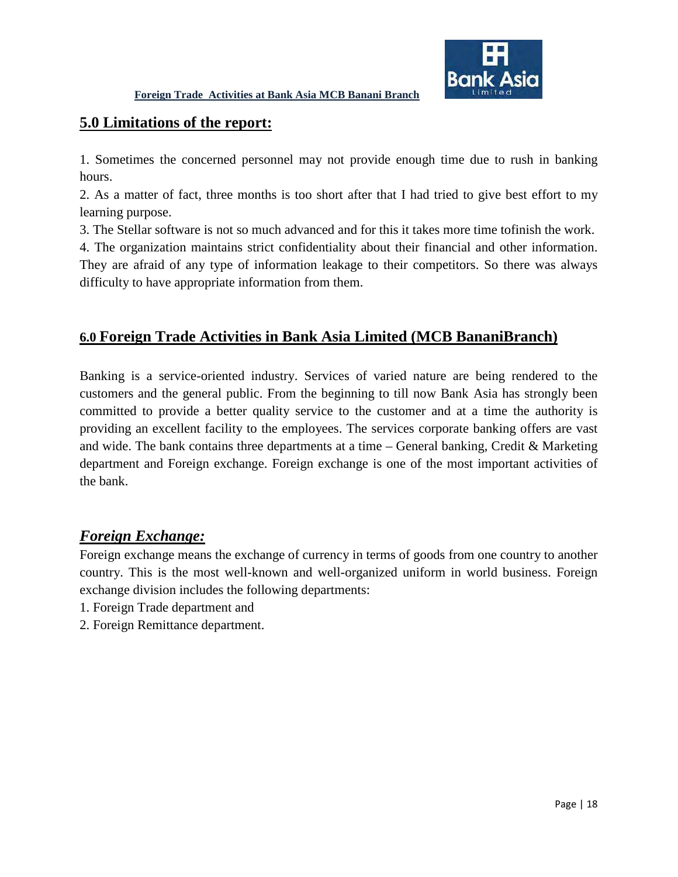## 5.0 Limitations of the report:

1. Sometimes the concerned personnel may not provide enough time due to rush in banking hours.
2. As a matter of fact, three months is too short after that I had tried to give best effort to my learning purpose.
3. The Stellar software is not so much advanced and for this it takes more time tofinish the work.
4. The organization maintains strict confidentiality about their financial and other information. They are afraid of any type of information leakage to their competitors. So there was always difficulty to have appropriate information from them.

## 6.0 Foreign Trade Activities in Bank Asia Limited (MCB BananiBranch)

Banking is a service-oriented industry. Services of varied nature are being rendered to the customers and the general public. From the beginning to till now Bank Asia has strongly been committed to provide a better quality service to the customer and at a time the authority is providing an excellent facility to the employees. The services corporate banking offers are vast and wide. The bank contains three departments at a time – General banking, Credit & Marketing department and Foreign exchange. Foreign exchange is one of the most important activities of the bank.

### *Foreign Exchange:*

Foreign exchange means the exchange of currency in terms of goods from one country to another country. This is the most well-known and well-organized uniform in world business. Foreign exchange division includes the following departments:

1. Foreign Trade department and
2. Foreign Remittance department.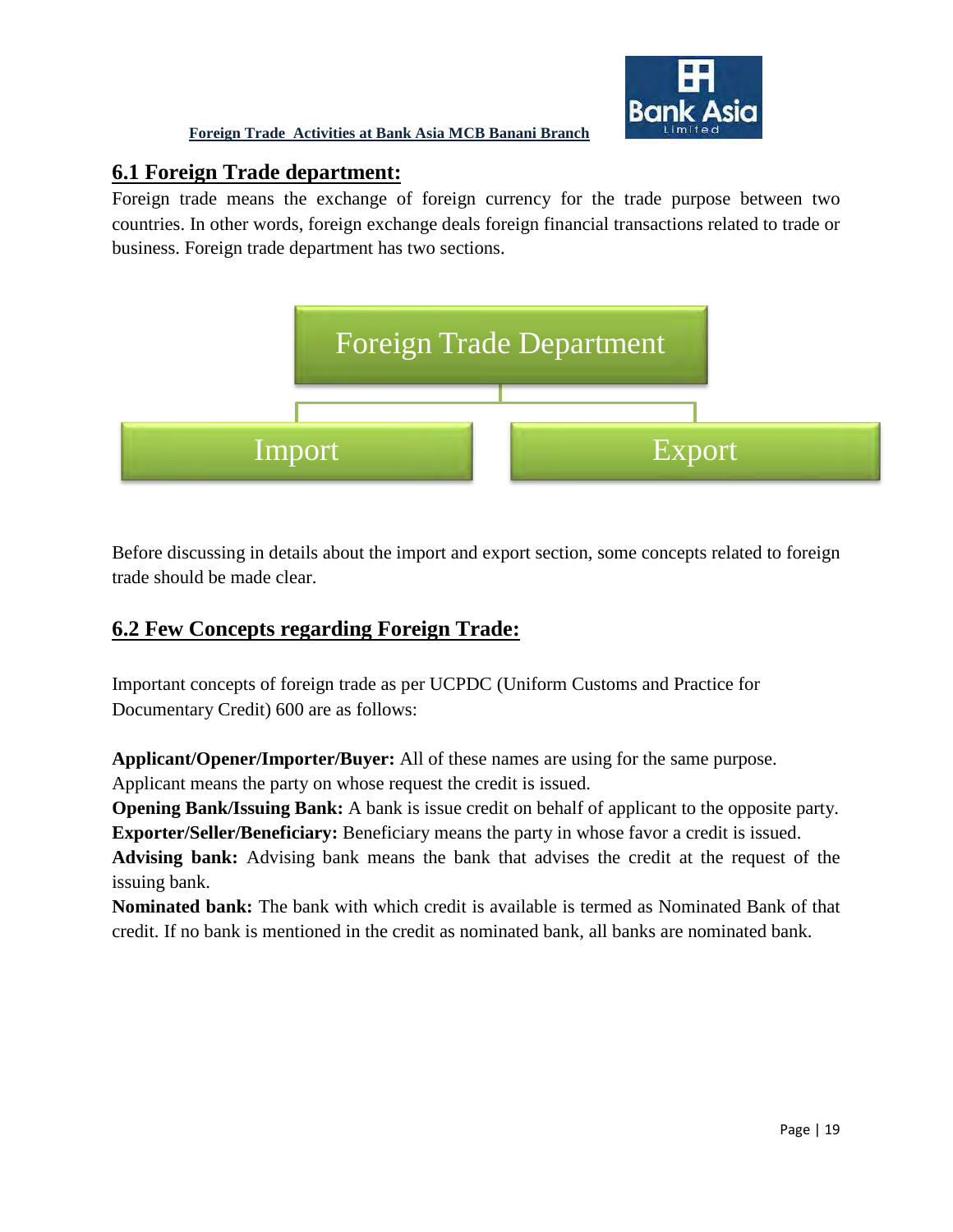## 6.1 Foreign Trade department:

Foreign trade means the exchange of foreign currency for the trade purpose between two countries. In other words, foreign exchange deals foreign financial transactions related to trade or business. Foreign trade department has two sections.

Foreign Trade Department

- Import
- Export

Before discussing in details about the import and export section, some concepts related to foreign trade should be made clear.

## 6.2 Few Concepts regarding Foreign Trade:

Important concepts of foreign trade as per UCPDC (Uniform Customs and Practice for Documentary Credit) 600 are as follows:

**Applicant/Opener/Importer/Buyer:** All of these names are using for the same purpose. Applicant means the party on whose request the credit is issued.

**Opening Bank/Issuing Bank:** A bank is issue credit on behalf of applicant to the opposite party.

**Exporter/Seller/Beneficiary:** Beneficiary means the party in whose favor a credit is issued.

**Advising bank:** Advising bank means the bank that advises the credit at the request of the issuing bank.

**Nominated bank:** The bank with which credit is available is termed as Nominated Bank of that credit. If no bank is mentioned in the credit as nominated bank, all banks are nominated bank.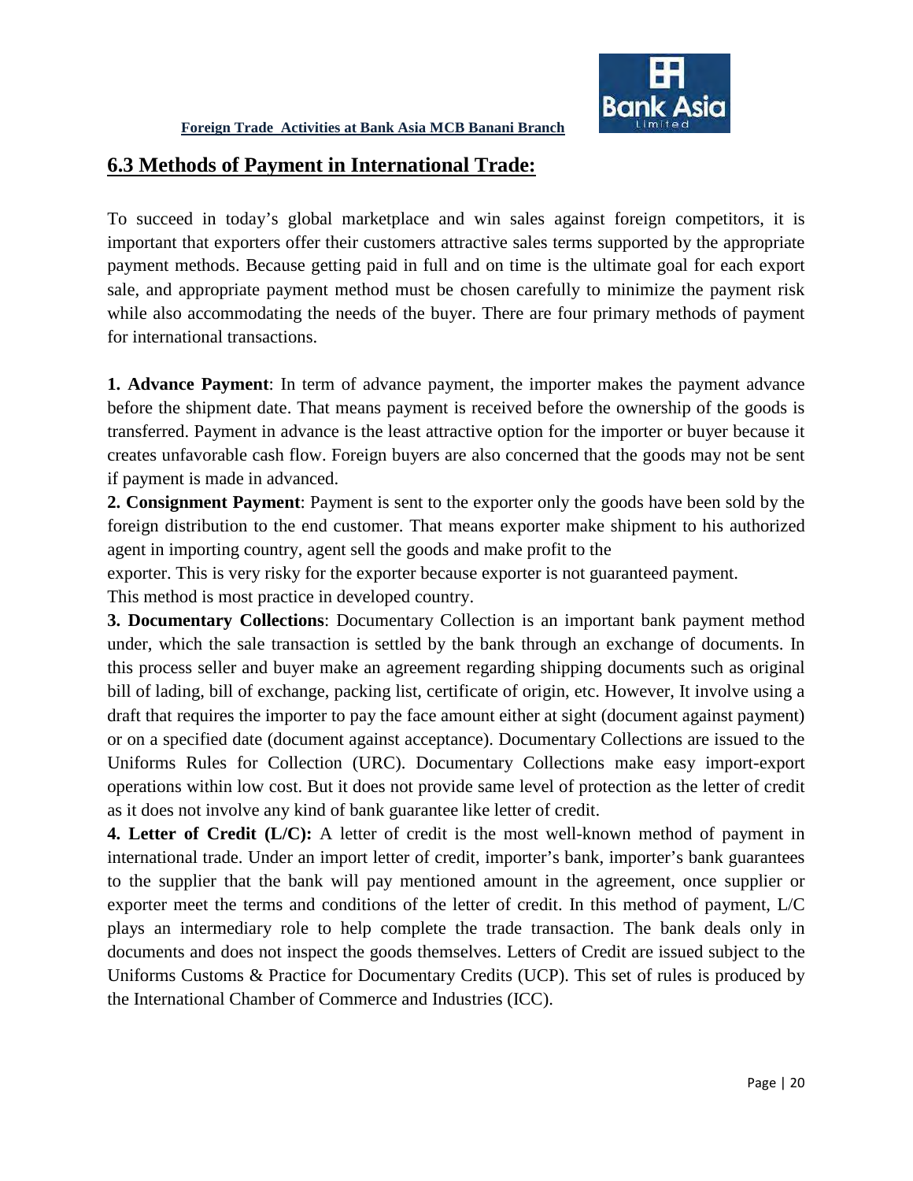## 6.3 Methods of Payment in International Trade:

To succeed in today's global marketplace and win sales against foreign competitors, it is important that exporters offer their customers attractive sales terms supported by the appropriate payment methods. Because getting paid in full and on time is the ultimate goal for each export sale, and appropriate payment method must be chosen carefully to minimize the payment risk while also accommodating the needs of the buyer. There are four primary methods of payment for international transactions.

**1. Advance Payment**: In term of advance payment, the importer makes the payment advance before the shipment date. That means payment is received before the ownership of the goods is transferred. Payment in advance is the least attractive option for the importer or buyer because it creates unfavorable cash flow. Foreign buyers are also concerned that the goods may not be sent if payment is made in advanced.

**2. Consignment Payment**: Payment is sent to the exporter only the goods have been sold by the foreign distribution to the end customer. That means exporter make shipment to his authorized agent in importing country, agent sell the goods and make profit to the exporter. This is very risky for the exporter because exporter is not guaranteed payment. This method is most practice in developed country.

**3. Documentary Collections**: Documentary Collection is an important bank payment method under, which the sale transaction is settled by the bank through an exchange of documents. In this process seller and buyer make an agreement regarding shipping documents such as original bill of lading, bill of exchange, packing list, certificate of origin, etc. However, It involve using a draft that requires the importer to pay the face amount either at sight (document against payment) or on a specified date (document against acceptance). Documentary Collections are issued to the Uniforms Rules for Collection (URC). Documentary Collections make easy import-export operations within low cost. But it does not provide same level of protection as the letter of credit as it does not involve any kind of bank guarantee like letter of credit.

**4. Letter of Credit (L/C):** A letter of credit is the most well-known method of payment in international trade. Under an import letter of credit, importer's bank, importer's bank guarantees to the supplier that the bank will pay mentioned amount in the agreement, once supplier or exporter meet the terms and conditions of the letter of credit. In this method of payment, L/C plays an intermediary role to help complete the trade transaction. The bank deals only in documents and does not inspect the goods themselves. Letters of Credit are issued subject to the Uniforms Customs & Practice for Documentary Credits (UCP). This set of rules is produced by the International Chamber of Commerce and Industries (ICC).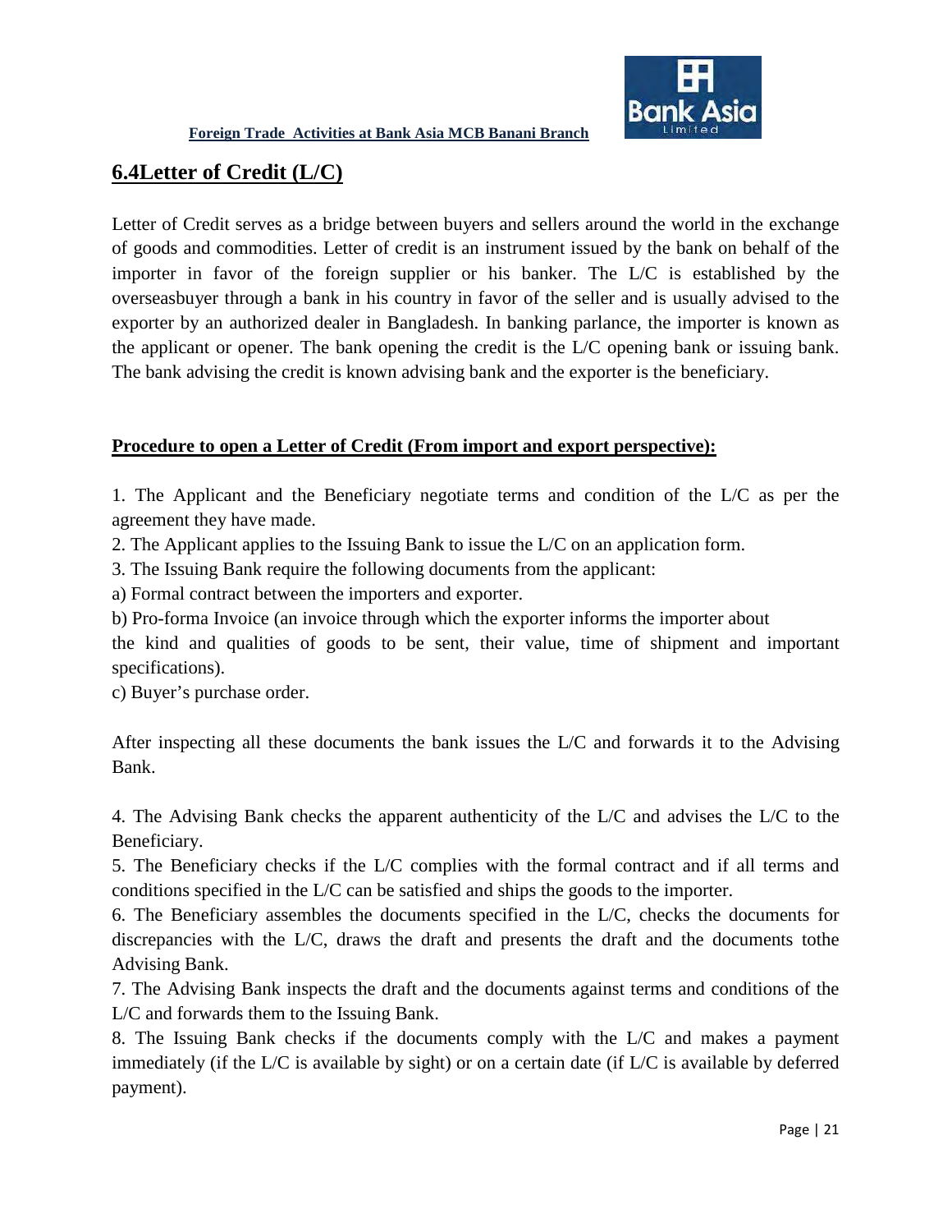## 6.4Letter of Credit (L/C)

Letter of Credit serves as a bridge between buyers and sellers around the world in the exchange of goods and commodities. Letter of credit is an instrument issued by the bank on behalf of the importer in favor of the foreign supplier or his banker. The L/C is established by the overseasbuyer through a bank in his country in favor of the seller and is usually advised to the exporter by an authorized dealer in Bangladesh. In banking parlance, the importer is known as the applicant or opener. The bank opening the credit is the L/C opening bank or issuing bank. The bank advising the credit is known advising bank and the exporter is the beneficiary.

**Procedure to open a Letter of Credit (From import and export perspective):**

1. The Applicant and the Beneficiary negotiate terms and condition of the L/C as per the agreement they have made.
2. The Applicant applies to the Issuing Bank to issue the L/C on an application form.
3. The Issuing Bank require the following documents from the applicant:

a) Formal contract between the importers and exporter.

b) Pro-forma Invoice (an invoice through which the exporter informs the importer about the kind and qualities of goods to be sent, their value, time of shipment and important specifications).

c) Buyer's purchase order.

After inspecting all these documents the bank issues the L/C and forwards it to the Advising Bank.

4. The Advising Bank checks the apparent authenticity of the L/C and advises the L/C to the Beneficiary.
5. The Beneficiary checks if the L/C complies with the formal contract and if all terms and conditions specified in the L/C can be satisfied and ships the goods to the importer.
6. The Beneficiary assembles the documents specified in the L/C, checks the documents for discrepancies with the L/C, draws the draft and presents the draft and the documents tothe Advising Bank.
7. The Advising Bank inspects the draft and the documents against terms and conditions of the L/C and forwards them to the Issuing Bank.
8. The Issuing Bank checks if the documents comply with the L/C and makes a payment immediately (if the L/C is available by sight) or on a certain date (if L/C is available by deferred payment).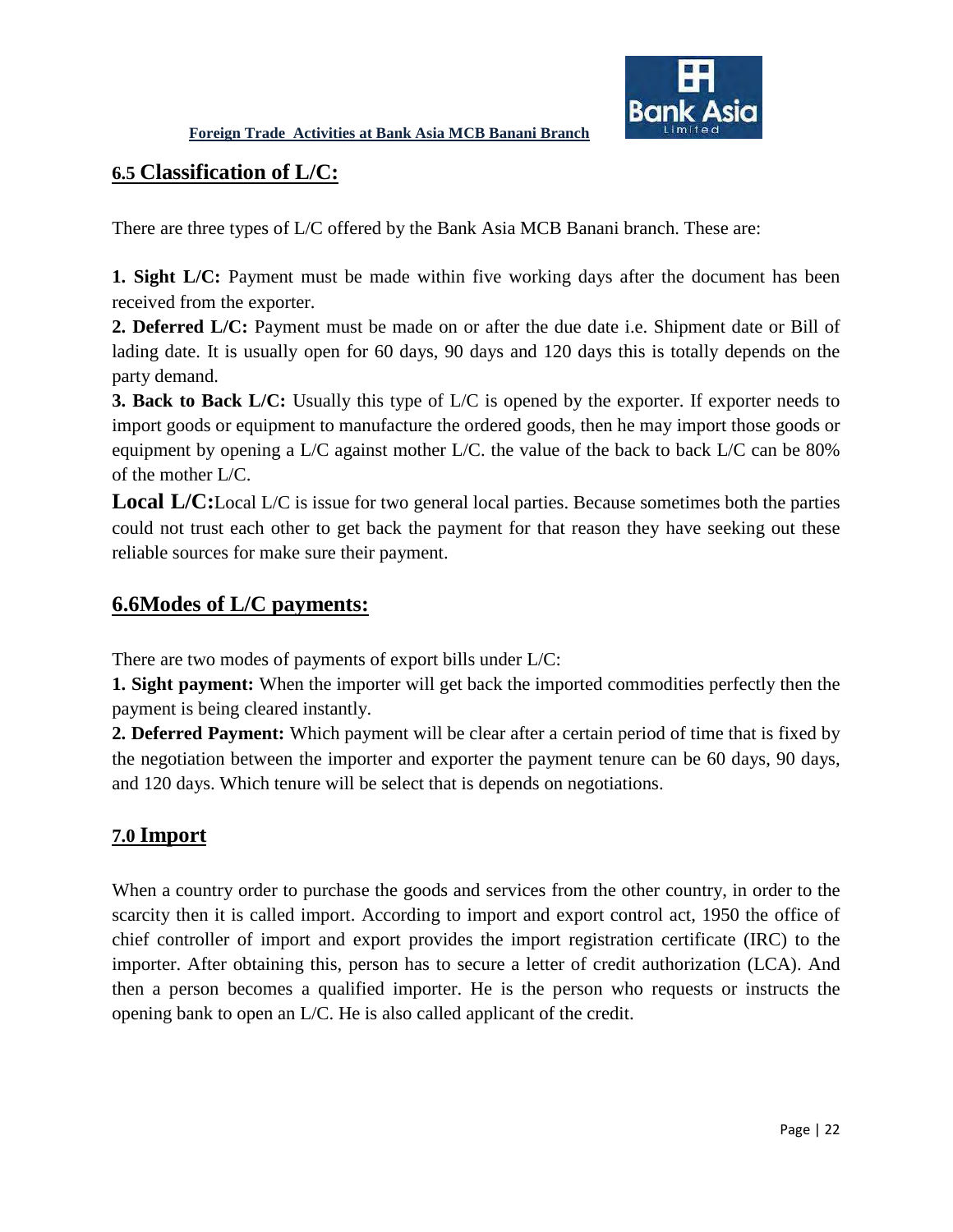## 6.5 Classification of L/C:

There are three types of L/C offered by the Bank Asia MCB Banani branch. These are:

**1. Sight L/C:** Payment must be made within five working days after the document has been received from the exporter.

**2. Deferred L/C:** Payment must be made on or after the due date i.e. Shipment date or Bill of lading date. It is usually open for 60 days, 90 days and 120 days this is totally depends on the party demand.

**3. Back to Back L/C:** Usually this type of L/C is opened by the exporter. If exporter needs to import goods or equipment to manufacture the ordered goods, then he may import those goods or equipment by opening a L/C against mother L/C. the value of the back to back L/C can be 80% of the mother L/C.

**Local L/C:**Local L/C is issue for two general local parties. Because sometimes both the parties could not trust each other to get back the payment for that reason they have seeking out these reliable sources for make sure their payment.

## 6.6Modes of L/C payments:

There are two modes of payments of export bills under L/C:

**1. Sight payment:** When the importer will get back the imported commodities perfectly then the payment is being cleared instantly.

**2. Deferred Payment:** Which payment will be clear after a certain period of time that is fixed by the negotiation between the importer and exporter the payment tenure can be 60 days, 90 days, and 120 days. Which tenure will be select that is depends on negotiations.

## 7.0 Import

When a country order to purchase the goods and services from the other country, in order to the scarcity then it is called import. According to import and export control act, 1950 the office of chief controller of import and export provides the import registration certificate (IRC) to the importer. After obtaining this, person has to secure a letter of credit authorization (LCA). And then a person becomes a qualified importer. He is the person who requests or instructs the opening bank to open an L/C. He is also called applicant of the credit.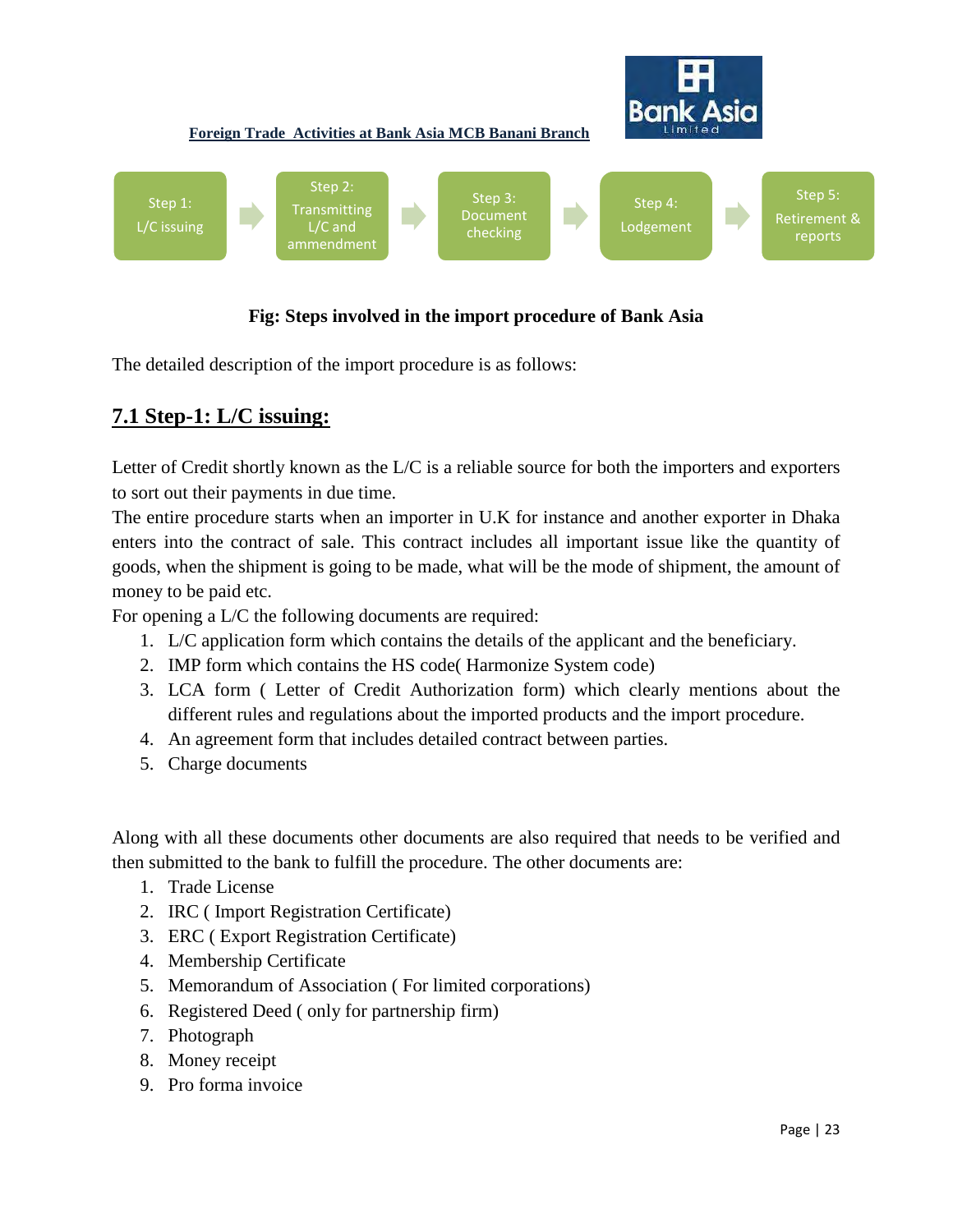Step 1: L/C issuing → Step 2: Transmitting L/C and ammendment → Step 3: Document checking → Step 4: Lodgement → Step 5: Retirement & reports

**Fig: Steps involved in the import procedure of Bank Asia**

The detailed description of the import procedure is as follows:

## 7.1 Step-1: L/C issuing:

Letter of Credit shortly known as the L/C is a reliable source for both the importers and exporters to sort out their payments in due time.

The entire procedure starts when an importer in U.K for instance and another exporter in Dhaka enters into the contract of sale. This contract includes all important issue like the quantity of goods, when the shipment is going to be made, what will be the mode of shipment, the amount of money to be paid etc.

For opening a L/C the following documents are required:

1. L/C application form which contains the details of the applicant and the beneficiary.
2. IMP form which contains the HS code( Harmonize System code)
3. LCA form ( Letter of Credit Authorization form) which clearly mentions about the different rules and regulations about the imported products and the import procedure.
4. An agreement form that includes detailed contract between parties.
5. Charge documents

Along with all these documents other documents are also required that needs to be verified and then submitted to the bank to fulfill the procedure. The other documents are:

1. Trade License
2. IRC ( Import Registration Certificate)
3. ERC ( Export Registration Certificate)
4. Membership Certificate
5. Memorandum of Association ( For limited corporations)
6. Registered Deed ( only for partnership firm)
7. Photograph
8. Money receipt
9. Pro forma invoice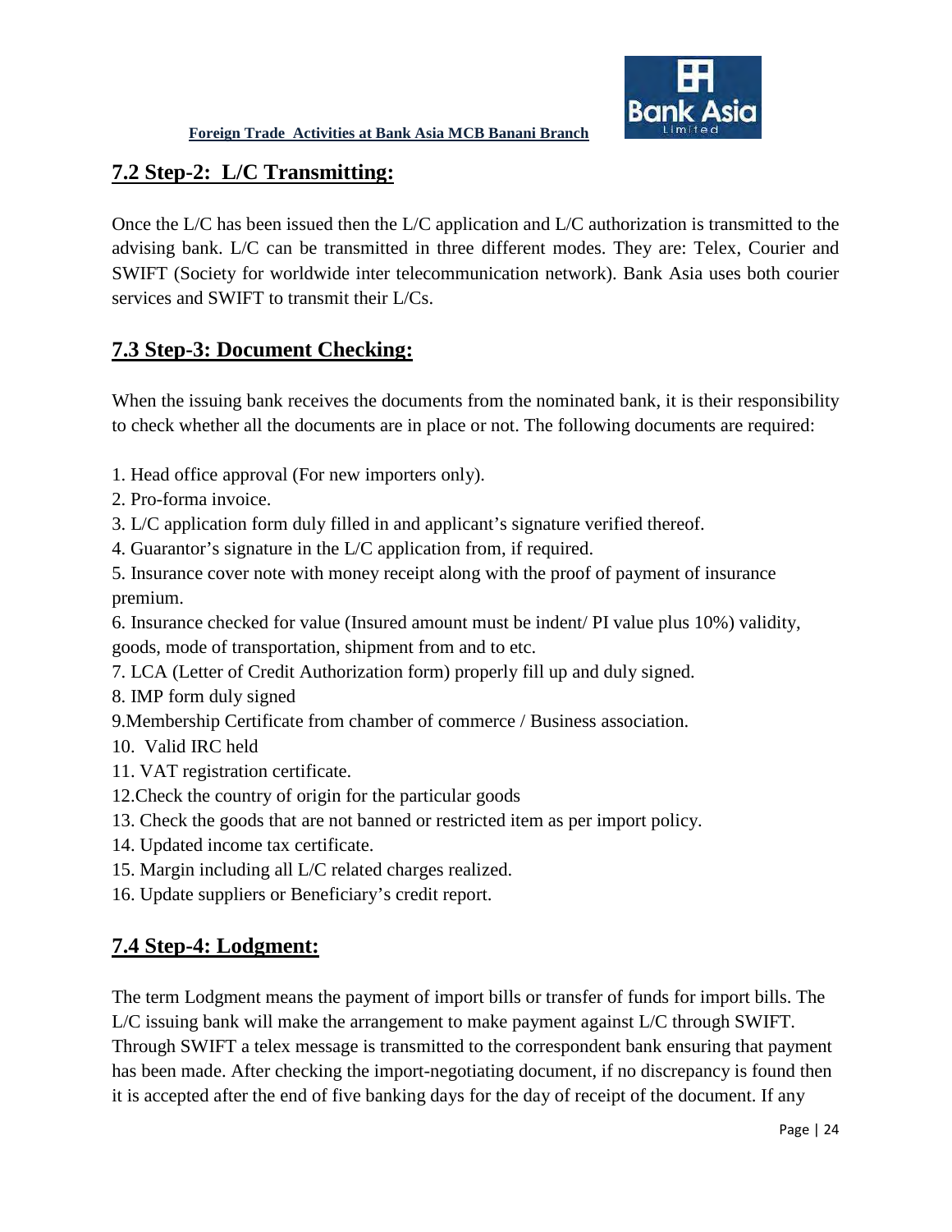## 7.2 Step-2: L/C Transmitting:

Once the L/C has been issued then the L/C application and L/C authorization is transmitted to the advising bank. L/C can be transmitted in three different modes. They are: Telex, Courier and SWIFT (Society for worldwide inter telecommunication network). Bank Asia uses both courier services and SWIFT to transmit their L/Cs.

## 7.3 Step-3: Document Checking:

When the issuing bank receives the documents from the nominated bank, it is their responsibility to check whether all the documents are in place or not. The following documents are required:

1. Head office approval (For new importers only).
2. Pro-forma invoice.
3. L/C application form duly filled in and applicant's signature verified thereof.
4. Guarantor's signature in the L/C application from, if required.
5. Insurance cover note with money receipt along with the proof of payment of insurance premium.
6. Insurance checked for value (Insured amount must be indent/ PI value plus 10%) validity, goods, mode of transportation, shipment from and to etc.
7. LCA (Letter of Credit Authorization form) properly fill up and duly signed.
8. IMP form duly signed
9. Membership Certificate from chamber of commerce / Business association.
10. Valid IRC held
11. VAT registration certificate.
12. Check the country of origin for the particular goods
13. Check the goods that are not banned or restricted item as per import policy.
14. Updated income tax certificate.
15. Margin including all L/C related charges realized.
16. Update suppliers or Beneficiary's credit report.

## 7.4 Step-4: Lodgment:

The term Lodgment means the payment of import bills or transfer of funds for import bills. The L/C issuing bank will make the arrangement to make payment against L/C through SWIFT. Through SWIFT a telex message is transmitted to the correspondent bank ensuring that payment has been made. After checking the import-negotiating document, if no discrepancy is found then it is accepted after the end of five banking days for the day of receipt of the document. If any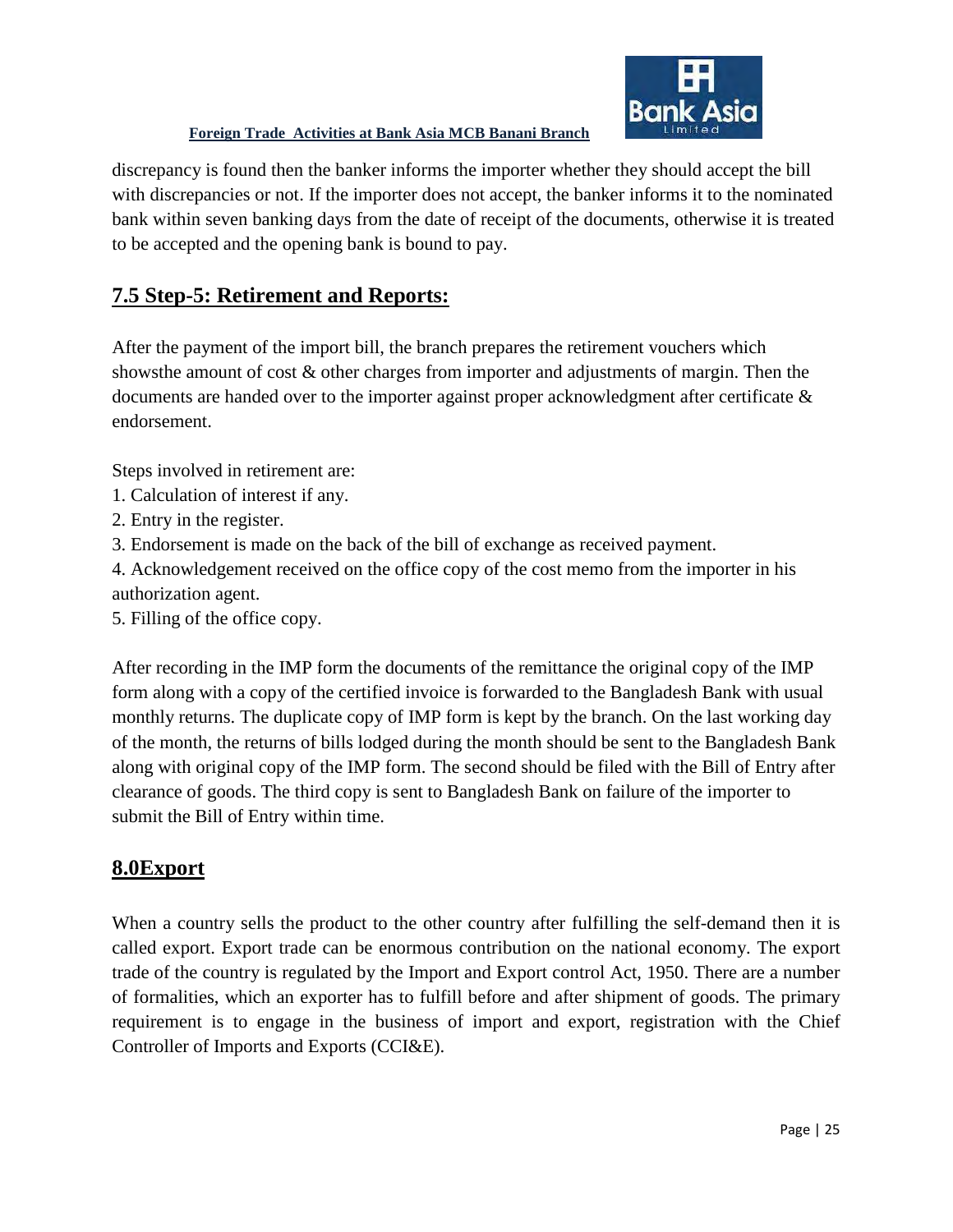discrepancy is found then the banker informs the importer whether they should accept the bill with discrepancies or not. If the importer does not accept, the banker informs it to the nominated bank within seven banking days from the date of receipt of the documents, otherwise it is treated to be accepted and the opening bank is bound to pay.

## 7.5 Step-5: Retirement and Reports:

After the payment of the import bill, the branch prepares the retirement vouchers which showsthe amount of cost & other charges from importer and adjustments of margin. Then the documents are handed over to the importer against proper acknowledgment after certificate & endorsement.

Steps involved in retirement are:

1. Calculation of interest if any.
2. Entry in the register.
3. Endorsement is made on the back of the bill of exchange as received payment.
4. Acknowledgement received on the office copy of the cost memo from the importer in his authorization agent.
5. Filling of the office copy.

After recording in the IMP form the documents of the remittance the original copy of the IMP form along with a copy of the certified invoice is forwarded to the Bangladesh Bank with usual monthly returns. The duplicate copy of IMP form is kept by the branch. On the last working day of the month, the returns of bills lodged during the month should be sent to the Bangladesh Bank along with original copy of the IMP form. The second should be filed with the Bill of Entry after clearance of goods. The third copy is sent to Bangladesh Bank on failure of the importer to submit the Bill of Entry within time.

## 8.0Export

When a country sells the product to the other country after fulfilling the self-demand then it is called export. Export trade can be enormous contribution on the national economy. The export trade of the country is regulated by the Import and Export control Act, 1950. There are a number of formalities, which an exporter has to fulfill before and after shipment of goods. The primary requirement is to engage in the business of import and export, registration with the Chief Controller of Imports and Exports (CCI&E).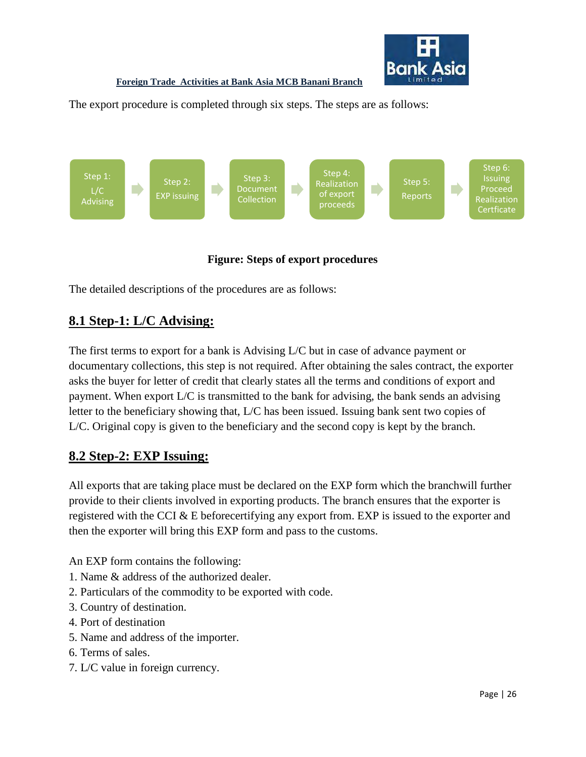The export procedure is completed through six steps. The steps are as follows:

Step 1: L/C Advising → Step 2: EXP issuing → Step 3: Document Collection → Step 4: Realization of export proceeds → Step 5: Reports → Step 6: Issuing Proceed Realization Certficate

**Figure: Steps of export procedures**

The detailed descriptions of the procedures are as follows:

## 8.1 Step-1: L/C Advising:

The first terms to export for a bank is Advising L/C but in case of advance payment or documentary collections, this step is not required. After obtaining the sales contract, the exporter asks the buyer for letter of credit that clearly states all the terms and conditions of export and payment. When export L/C is transmitted to the bank for advising, the bank sends an advising letter to the beneficiary showing that, L/C has been issued. Issuing bank sent two copies of L/C. Original copy is given to the beneficiary and the second copy is kept by the branch.

## 8.2 Step-2: EXP Issuing:

All exports that are taking place must be declared on the EXP form which the branchwill further provide to their clients involved in exporting products. The branch ensures that the exporter is registered with the CCI & E beforecertifying any export from. EXP is issued to the exporter and then the exporter will bring this EXP form and pass to the customs.

An EXP form contains the following:

1. Name & address of the authorized dealer.
2. Particulars of the commodity to be exported with code.
3. Country of destination.
4. Port of destination
5. Name and address of the importer.
6. Terms of sales.
7. L/C value in foreign currency.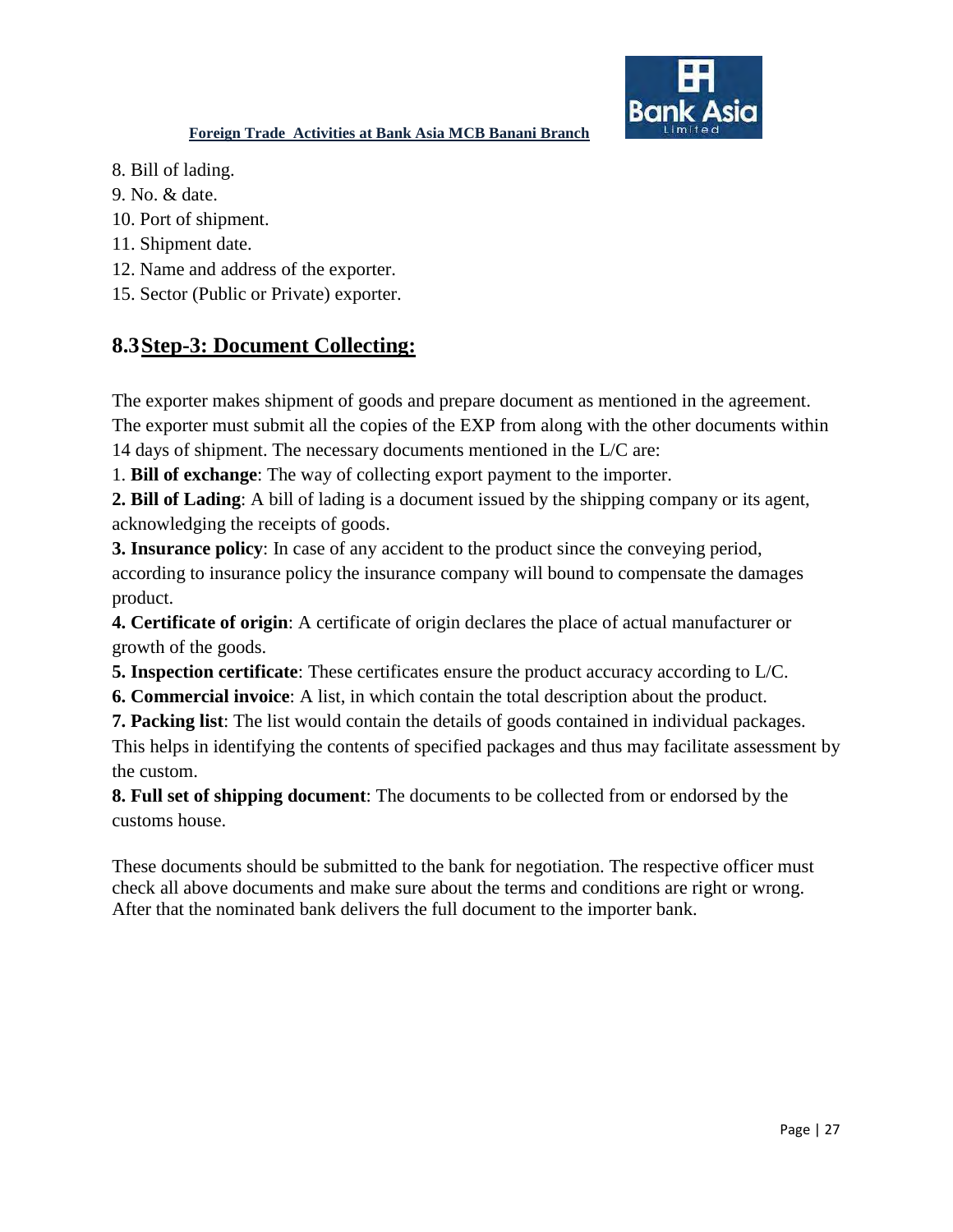8. Bill of lading.
9. No. & date.
10. Port of shipment.
11. Shipment date.
12. Name and address of the exporter.
15. Sector (Public or Private) exporter.

## 8.3 Step-3: Document Collecting:

The exporter makes shipment of goods and prepare document as mentioned in the agreement. The exporter must submit all the copies of the EXP from along with the other documents within 14 days of shipment. The necessary documents mentioned in the L/C are:

1. **Bill of exchange**: The way of collecting export payment to the importer.

**2. Bill of Lading**: A bill of lading is a document issued by the shipping company or its agent, acknowledging the receipts of goods.

**3. Insurance policy**: In case of any accident to the product since the conveying period, according to insurance policy the insurance company will bound to compensate the damages product.

**4. Certificate of origin**: A certificate of origin declares the place of actual manufacturer or growth of the goods.

**5. Inspection certificate**: These certificates ensure the product accuracy according to L/C.

**6. Commercial invoice**: A list, in which contain the total description about the product.

**7. Packing list**: The list would contain the details of goods contained in individual packages. This helps in identifying the contents of specified packages and thus may facilitate assessment by the custom.

**8. Full set of shipping document**: The documents to be collected from or endorsed by the customs house.

These documents should be submitted to the bank for negotiation. The respective officer must check all above documents and make sure about the terms and conditions are right or wrong. After that the nominated bank delivers the full document to the importer bank.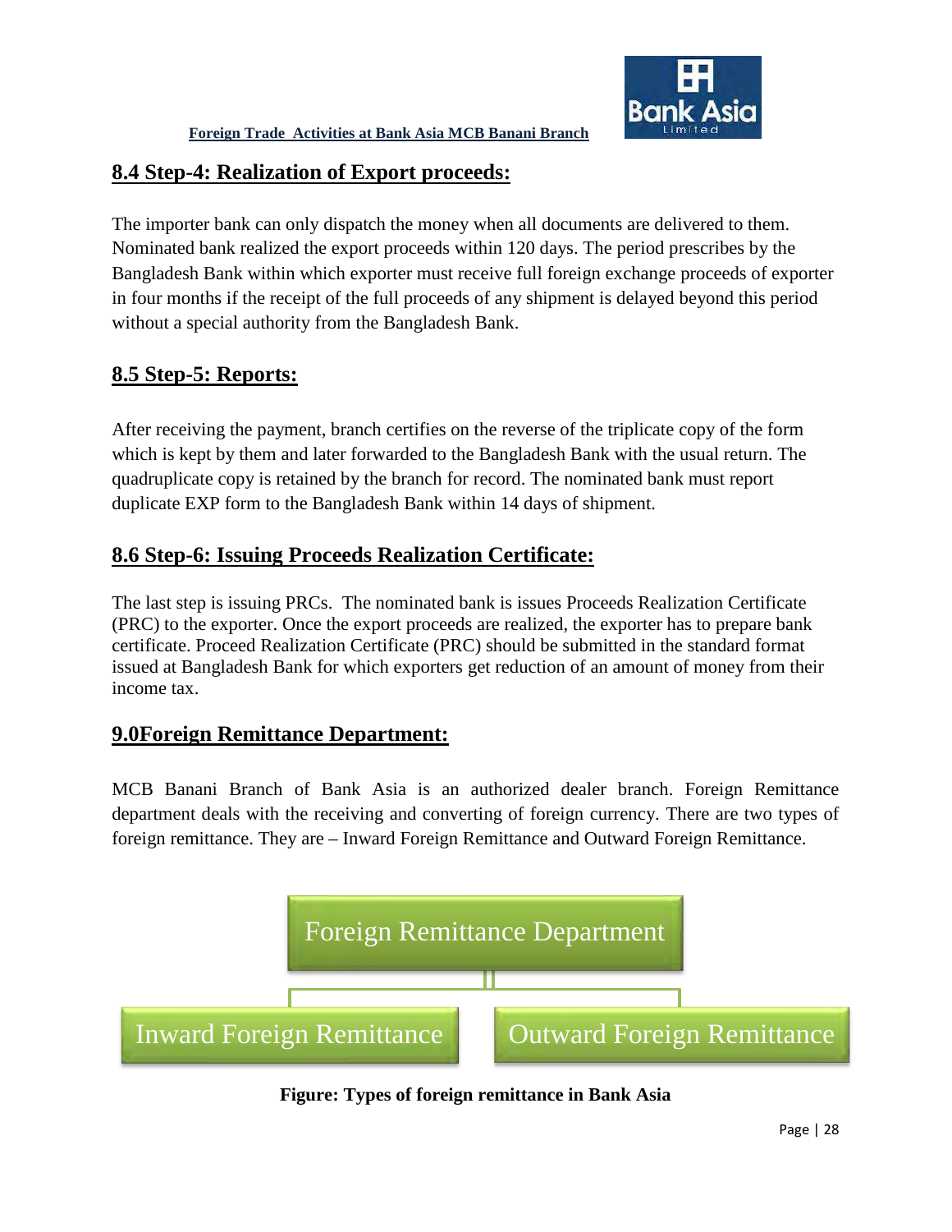## 8.4 Step-4: Realization of Export proceeds:

The importer bank can only dispatch the money when all documents are delivered to them. Nominated bank realized the export proceeds within 120 days. The period prescribes by the Bangladesh Bank within which exporter must receive full foreign exchange proceeds of exporter in four months if the receipt of the full proceeds of any shipment is delayed beyond this period without a special authority from the Bangladesh Bank.

## 8.5 Step-5: Reports:

After receiving the payment, branch certifies on the reverse of the triplicate copy of the form which is kept by them and later forwarded to the Bangladesh Bank with the usual return. The quadruplicate copy is retained by the branch for record. The nominated bank must report duplicate EXP form to the Bangladesh Bank within 14 days of shipment.

## 8.6 Step-6: Issuing Proceeds Realization Certificate:

The last step is issuing PRCs. The nominated bank is issues Proceeds Realization Certificate (PRC) to the exporter. Once the export proceeds are realized, the exporter has to prepare bank certificate. Proceed Realization Certificate (PRC) should be submitted in the standard format issued at Bangladesh Bank for which exporters get reduction of an amount of money from their income tax.

# 9.0Foreign Remittance Department:

MCB Banani Branch of Bank Asia is an authorized dealer branch. Foreign Remittance department deals with the receiving and converting of foreign currency. There are two types of foreign remittance. They are – Inward Foreign Remittance and Outward Foreign Remittance.

- Foreign Remittance Department
  - Inward Foreign Remittance
  - Outward Foreign Remittance

**Figure: Types of foreign remittance in Bank Asia**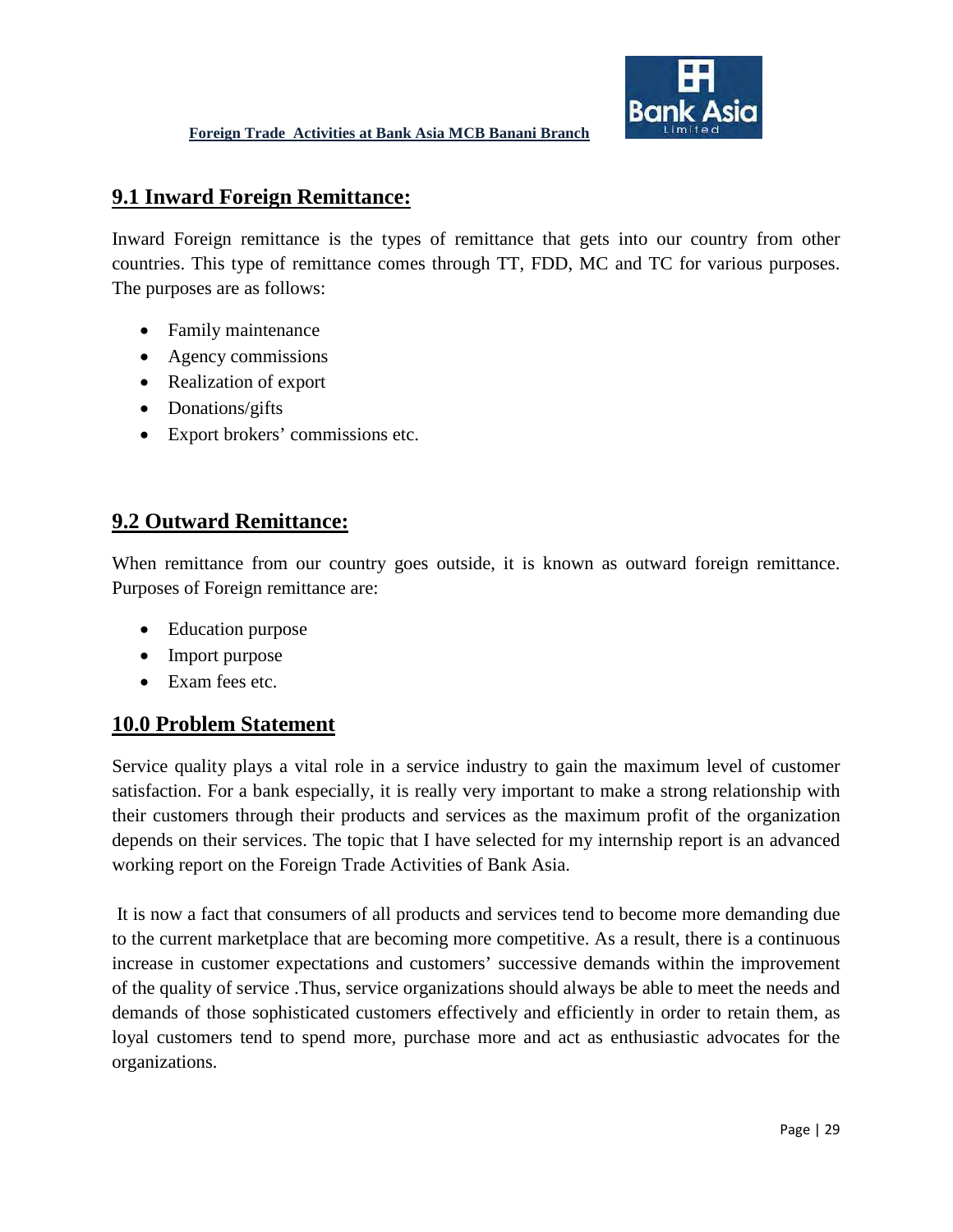## 9.1 Inward Foreign Remittance:

Inward Foreign remittance is the types of remittance that gets into our country from other countries. This type of remittance comes through TT, FDD, MC and TC for various purposes. The purposes are as follows:

- Family maintenance
- Agency commissions
- Realization of export
- Donations/gifts
- Export brokers' commissions etc.

## 9.2 Outward Remittance:

When remittance from our country goes outside, it is known as outward foreign remittance. Purposes of Foreign remittance are:

- Education purpose
- Import purpose
- Exam fees etc.

## 10.0 Problem Statement

Service quality plays a vital role in a service industry to gain the maximum level of customer satisfaction. For a bank especially, it is really very important to make a strong relationship with their customers through their products and services as the maximum profit of the organization depends on their services. The topic that I have selected for my internship report is an advanced working report on the Foreign Trade Activities of Bank Asia.

It is now a fact that consumers of all products and services tend to become more demanding due to the current marketplace that are becoming more competitive. As a result, there is a continuous increase in customer expectations and customers' successive demands within the improvement of the quality of service .Thus, service organizations should always be able to meet the needs and demands of those sophisticated customers effectively and efficiently in order to retain them, as loyal customers tend to spend more, purchase more and act as enthusiastic advocates for the organizations.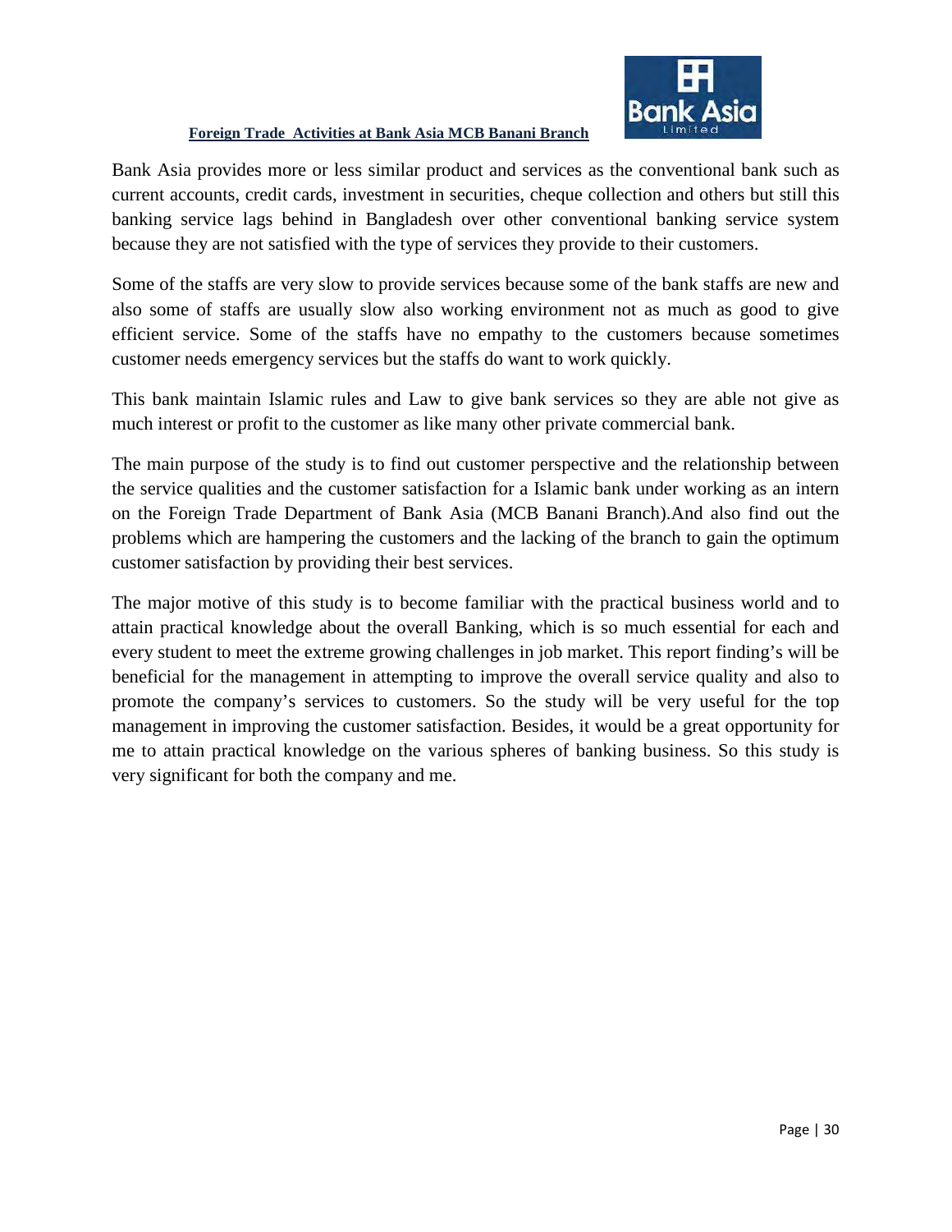Bank Asia provides more or less similar product and services as the conventional bank such as current accounts, credit cards, investment in securities, cheque collection and others but still this banking service lags behind in Bangladesh over other conventional banking service system because they are not satisfied with the type of services they provide to their customers.

Some of the staffs are very slow to provide services because some of the bank staffs are new and also some of staffs are usually slow also working environment not as much as good to give efficient service. Some of the staffs have no empathy to the customers because sometimes customer needs emergency services but the staffs do want to work quickly.

This bank maintain Islamic rules and Law to give bank services so they are able not give as much interest or profit to the customer as like many other private commercial bank.

The main purpose of the study is to find out customer perspective and the relationship between the service qualities and the customer satisfaction for a Islamic bank under working as an intern on the Foreign Trade Department of Bank Asia (MCB Banani Branch).And also find out the problems which are hampering the customers and the lacking of the branch to gain the optimum customer satisfaction by providing their best services.

The major motive of this study is to become familiar with the practical business world and to attain practical knowledge about the overall Banking, which is so much essential for each and every student to meet the extreme growing challenges in job market. This report finding's will be beneficial for the management in attempting to improve the overall service quality and also to promote the company's services to customers. So the study will be very useful for the top management in improving the customer satisfaction. Besides, it would be a great opportunity for me to attain practical knowledge on the various spheres of banking business. So this study is very significant for both the company and me.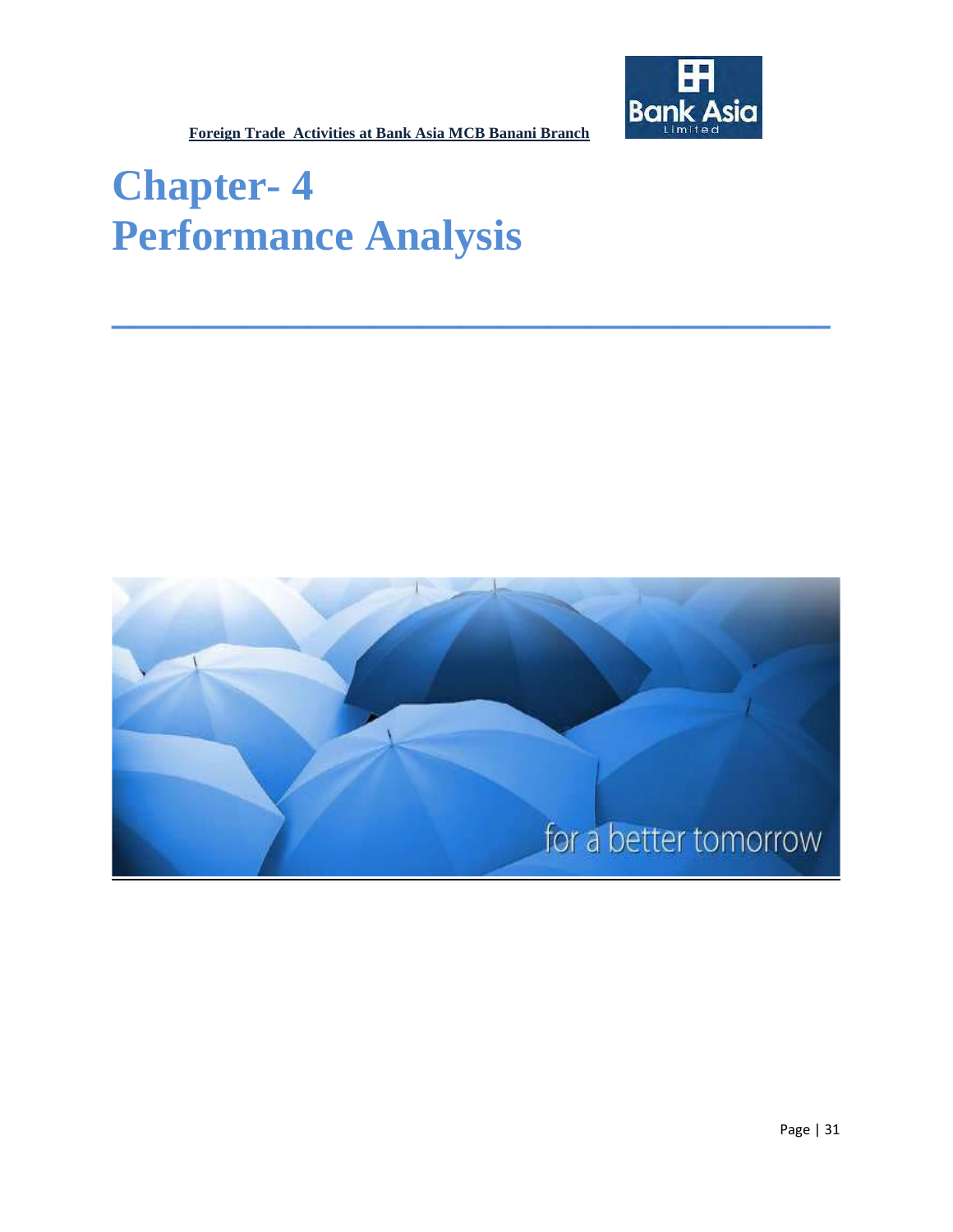# Chapter- 4
# Performance Analysis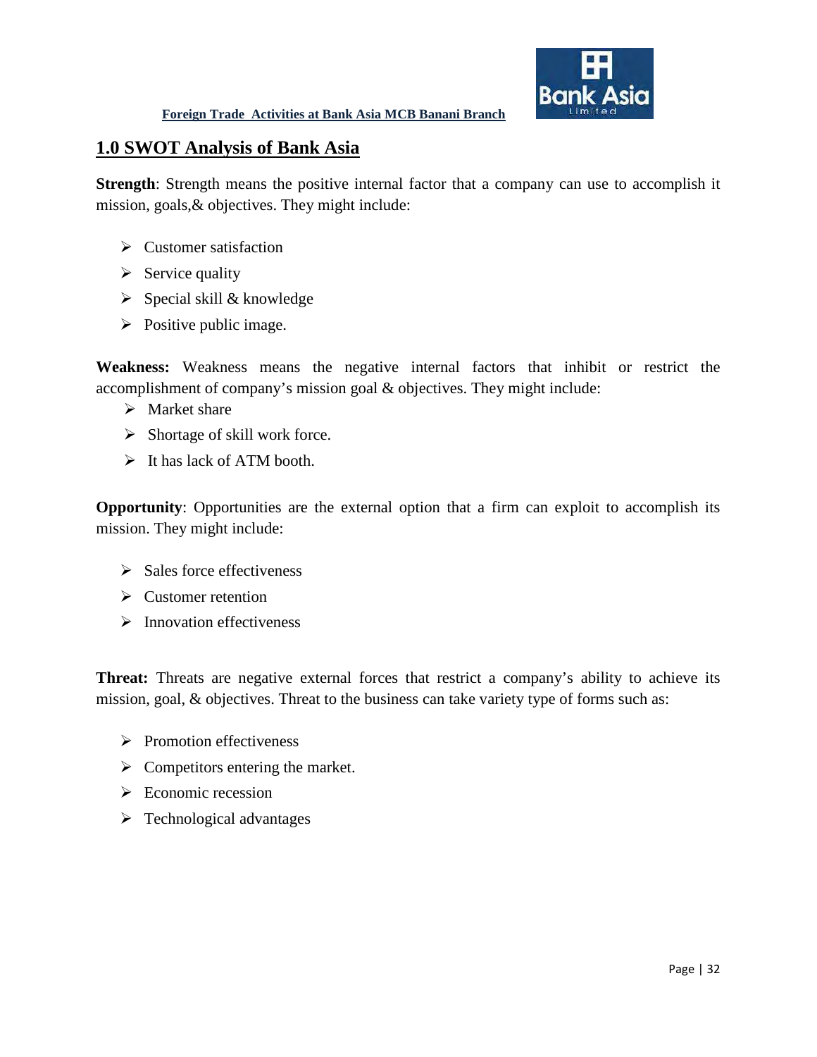## 1.0 SWOT Analysis of Bank Asia

**Strength**: Strength means the positive internal factor that a company can use to accomplish it mission, goals,& objectives. They might include:

- Customer satisfaction
- Service quality
- Special skill & knowledge
- Positive public image.

**Weakness:** Weakness means the negative internal factors that inhibit or restrict the accomplishment of company's mission goal & objectives. They might include:

- Market share
- Shortage of skill work force.
- It has lack of ATM booth.

**Opportunity**: Opportunities are the external option that a firm can exploit to accomplish its mission. They might include:

- Sales force effectiveness
- Customer retention
- Innovation effectiveness

**Threat:** Threats are negative external forces that restrict a company's ability to achieve its mission, goal, & objectives. Threat to the business can take variety type of forms such as:

- Promotion effectiveness
- Competitors entering the market.
- Economic recession
- Technological advantages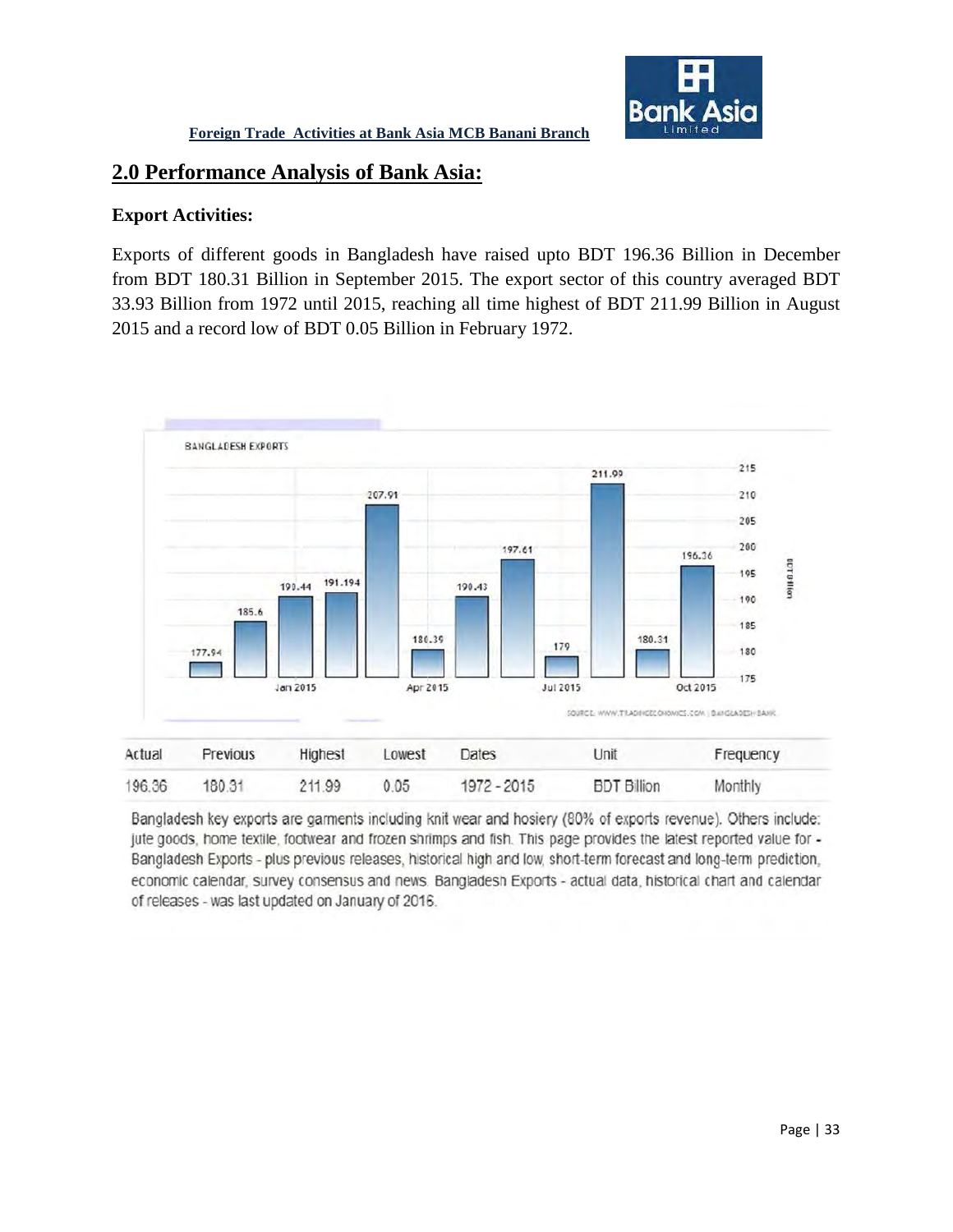## 2.0 Performance Analysis of Bank Asia:

**Export Activities:**

Exports of different goods in Bangladesh have raised upto BDT 196.36 Billion in December from BDT 180.31 Billion in September 2015. The export sector of this country averaged BDT 33.93 Billion from 1972 until 2015, reaching all time highest of BDT 211.99 Billion in August 2015 and a record low of BDT 0.05 Billion in February 1972.

| Actual | Previous | Highest | Lowest | Dates | Unit | Frequency |
|---|---|---|---|---|---|---|
| 196.36 | 180.31 | 211.99 | 0.05 | 1972 - 2015 | BDT Billion | Monthly |

Bangladesh key exports are garments including knit wear and hosiery (80% of exports revenue). Others include: jute goods, home textile, footwear and frozen shrimps and fish. This page provides the latest reported value for - Bangladesh Exports - plus previous releases, historical high and low, short-term forecast and long-term prediction, economic calendar, survey consensus and news. Bangladesh Exports - actual data, historical chart and calendar of releases - was last updated on January of 2016.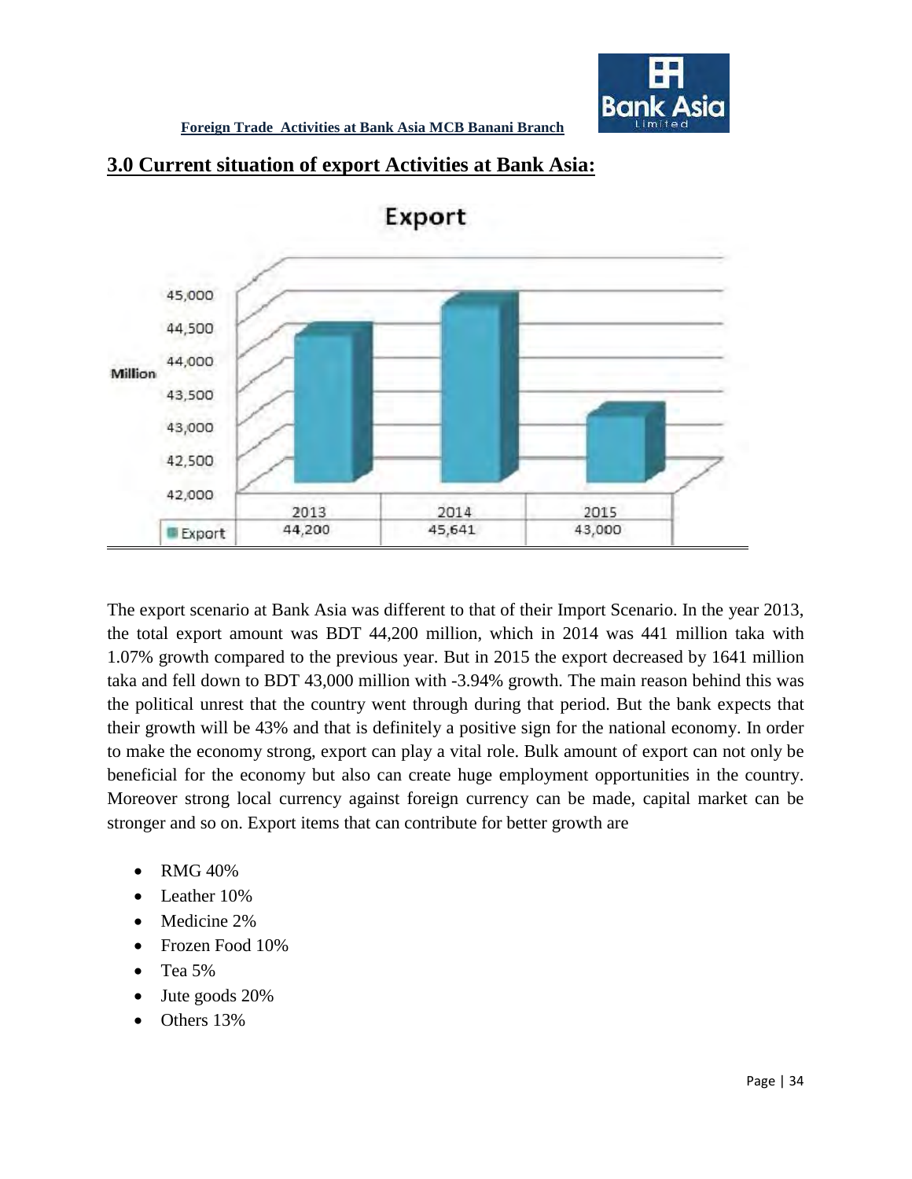## 3.0 Current situation of export Activities at Bank Asia:

**Export**

| | 2013 | 2014 | 2015 |
|---|---|---|---|
| Export | 44,200 | 45,641 | 43,000 |

The export scenario at Bank Asia was different to that of their Import Scenario. In the year 2013, the total export amount was BDT 44,200 million, which in 2014 was 441 million taka with 1.07% growth compared to the previous year. But in 2015 the export decreased by 1641 million taka and fell down to BDT 43,000 million with -3.94% growth. The main reason behind this was the political unrest that the country went through during that period. But the bank expects that their growth will be 43% and that is definitely a positive sign for the national economy. In order to make the economy strong, export can play a vital role. Bulk amount of export can not only be beneficial for the economy but also can create huge employment opportunities in the country. Moreover strong local currency against foreign currency can be made, capital market can be stronger and so on. Export items that can contribute for better growth are

- RMG 40%
- Leather 10%
- Medicine 2%
- Frozen Food 10%
- Tea 5%
- Jute goods 20%
- Others 13%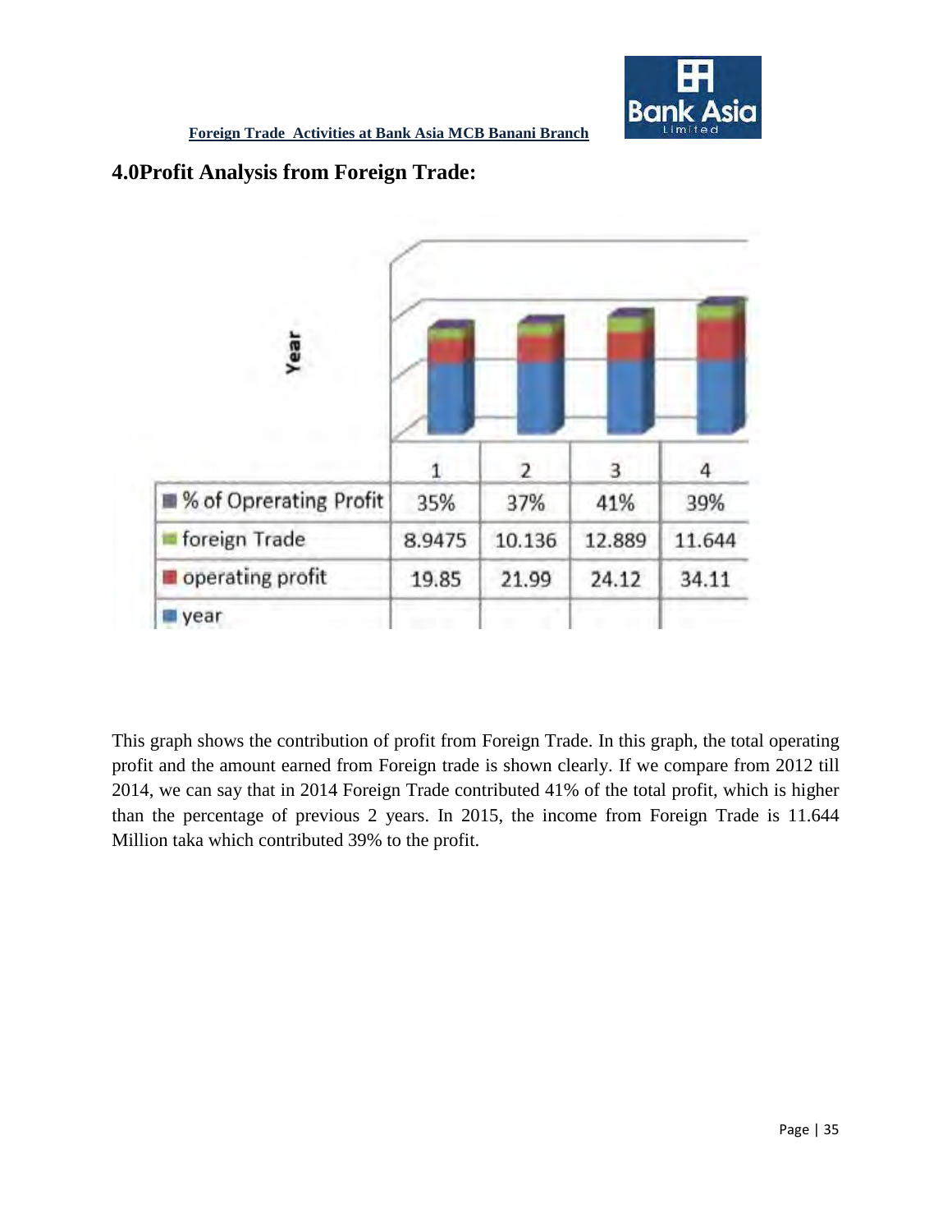## 4.0Profit Analysis from Foreign Trade:

| | 1 | 2 | 3 | 4 |
|---|---|---|---|---|
| % of Oprerating Profit | 35% | 37% | 41% | 39% |
| foreign Trade | 8.9475 | 10.136 | 12.889 | 11.644 |
| operating profit | 19.85 | 21.99 | 24.12 | 34.11 |
| year | | | | |

This graph shows the contribution of profit from Foreign Trade. In this graph, the total operating profit and the amount earned from Foreign trade is shown clearly. If we compare from 2012 till 2014, we can say that in 2014 Foreign Trade contributed 41% of the total profit, which is higher than the percentage of previous 2 years. In 2015, the income from Foreign Trade is 11.644 Million taka which contributed 39% to the profit.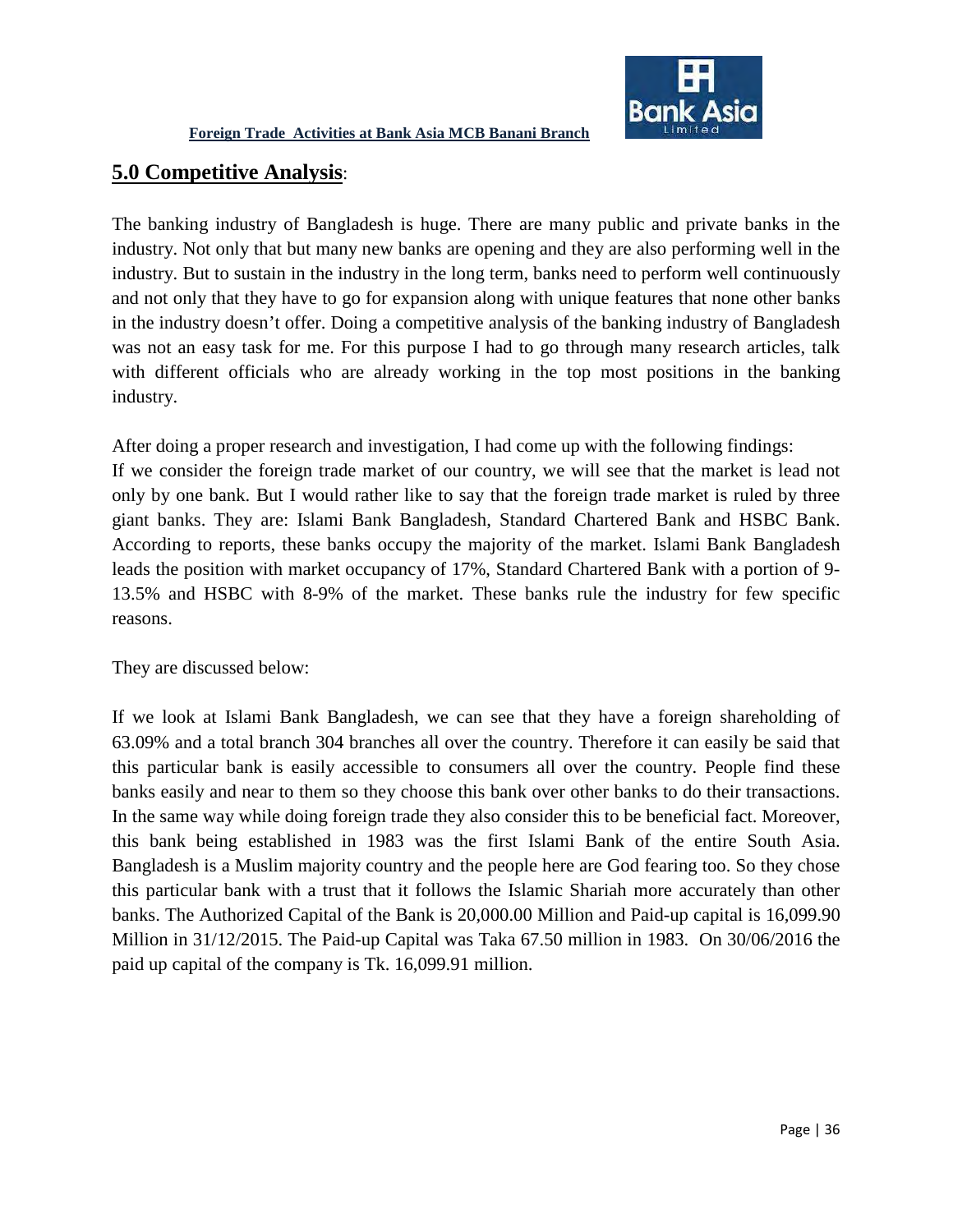## **5.0 Competitive Analysis**:

The banking industry of Bangladesh is huge. There are many public and private banks in the industry. Not only that but many new banks are opening and they are also performing well in the industry. But to sustain in the industry in the long term, banks need to perform well continuously and not only that they have to go for expansion along with unique features that none other banks in the industry doesn't offer. Doing a competitive analysis of the banking industry of Bangladesh was not an easy task for me. For this purpose I had to go through many research articles, talk with different officials who are already working in the top most positions in the banking industry.

After doing a proper research and investigation, I had come up with the following findings:
If we consider the foreign trade market of our country, we will see that the market is lead not only by one bank. But I would rather like to say that the foreign trade market is ruled by three giant banks. They are: Islami Bank Bangladesh, Standard Chartered Bank and HSBC Bank. According to reports, these banks occupy the majority of the market. Islami Bank Bangladesh leads the position with market occupancy of 17%, Standard Chartered Bank with a portion of 9-13.5% and HSBC with 8-9% of the market. These banks rule the industry for few specific reasons.

They are discussed below:

If we look at Islami Bank Bangladesh, we can see that they have a foreign shareholding of 63.09% and a total branch 304 branches all over the country. Therefore it can easily be said that this particular bank is easily accessible to consumers all over the country. People find these banks easily and near to them so they choose this bank over other banks to do their transactions. In the same way while doing foreign trade they also consider this to be beneficial fact. Moreover, this bank being established in 1983 was the first Islami Bank of the entire South Asia. Bangladesh is a Muslim majority country and the people here are God fearing too. So they chose this particular bank with a trust that it follows the Islamic Shariah more accurately than other banks. The Authorized Capital of the Bank is 20,000.00 Million and Paid-up capital is 16,099.90 Million in 31/12/2015. The Paid-up Capital was Taka 67.50 million in 1983. On 30/06/2016 the paid up capital of the company is Tk. 16,099.91 million.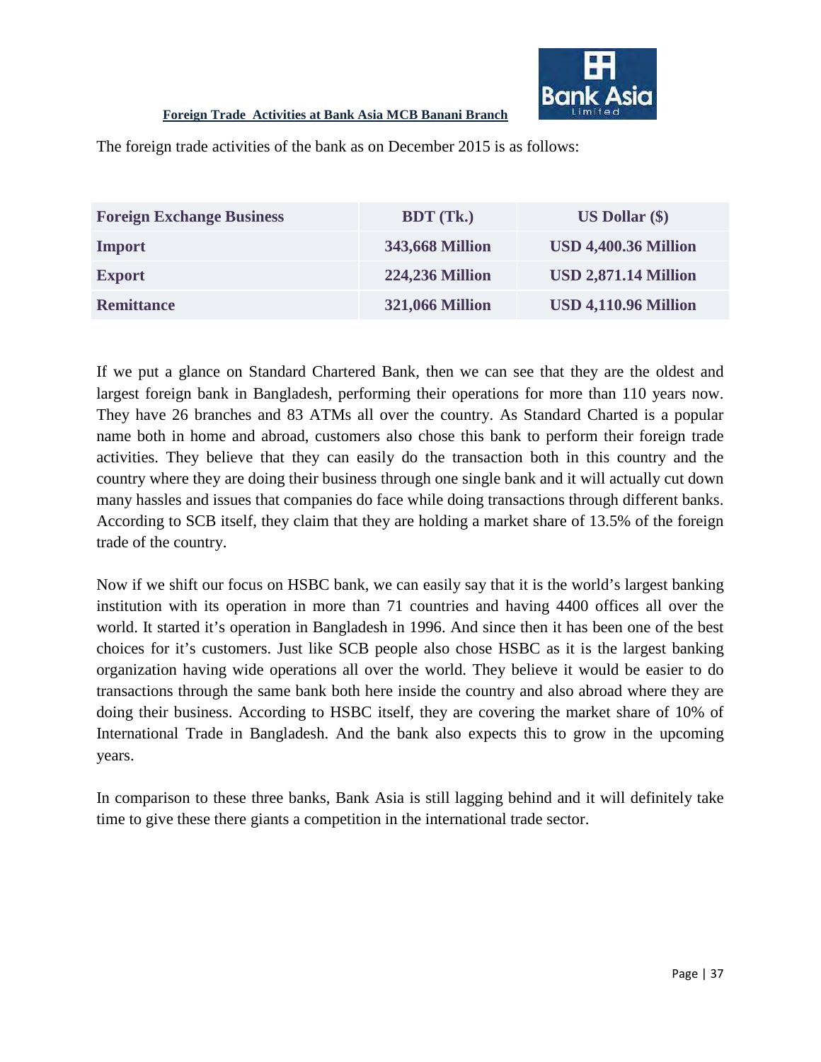**Foreign Trade Activities at Bank Asia MCB Banani Branch**

The foreign trade activities of the bank as on December 2015 is as follows:

| Foreign Exchange Business | BDT (Tk.) | US Dollar ($) |
|---|---|---|
| **Import** | **343,668 Million** | **USD 4,400.36 Million** |
| **Export** | **224,236 Million** | **USD 2,871.14 Million** |
| **Remittance** | **321,066 Million** | **USD 4,110.96 Million** |

If we put a glance on Standard Chartered Bank, then we can see that they are the oldest and largest foreign bank in Bangladesh, performing their operations for more than 110 years now. They have 26 branches and 83 ATMs all over the country. As Standard Charted is a popular name both in home and abroad, customers also chose this bank to perform their foreign trade activities. They believe that they can easily do the transaction both in this country and the country where they are doing their business through one single bank and it will actually cut down many hassles and issues that companies do face while doing transactions through different banks. According to SCB itself, they claim that they are holding a market share of 13.5% of the foreign trade of the country.

Now if we shift our focus on HSBC bank, we can easily say that it is the world's largest banking institution with its operation in more than 71 countries and having 4400 offices all over the world. It started it's operation in Bangladesh in 1996. And since then it has been one of the best choices for it's customers. Just like SCB people also chose HSBC as it is the largest banking organization having wide operations all over the world. They believe it would be easier to do transactions through the same bank both here inside the country and also abroad where they are doing their business. According to HSBC itself, they are covering the market share of 10% of International Trade in Bangladesh. And the bank also expects this to grow in the upcoming years.

In comparison to these three banks, Bank Asia is still lagging behind and it will definitely take time to give these there giants a competition in the international trade sector.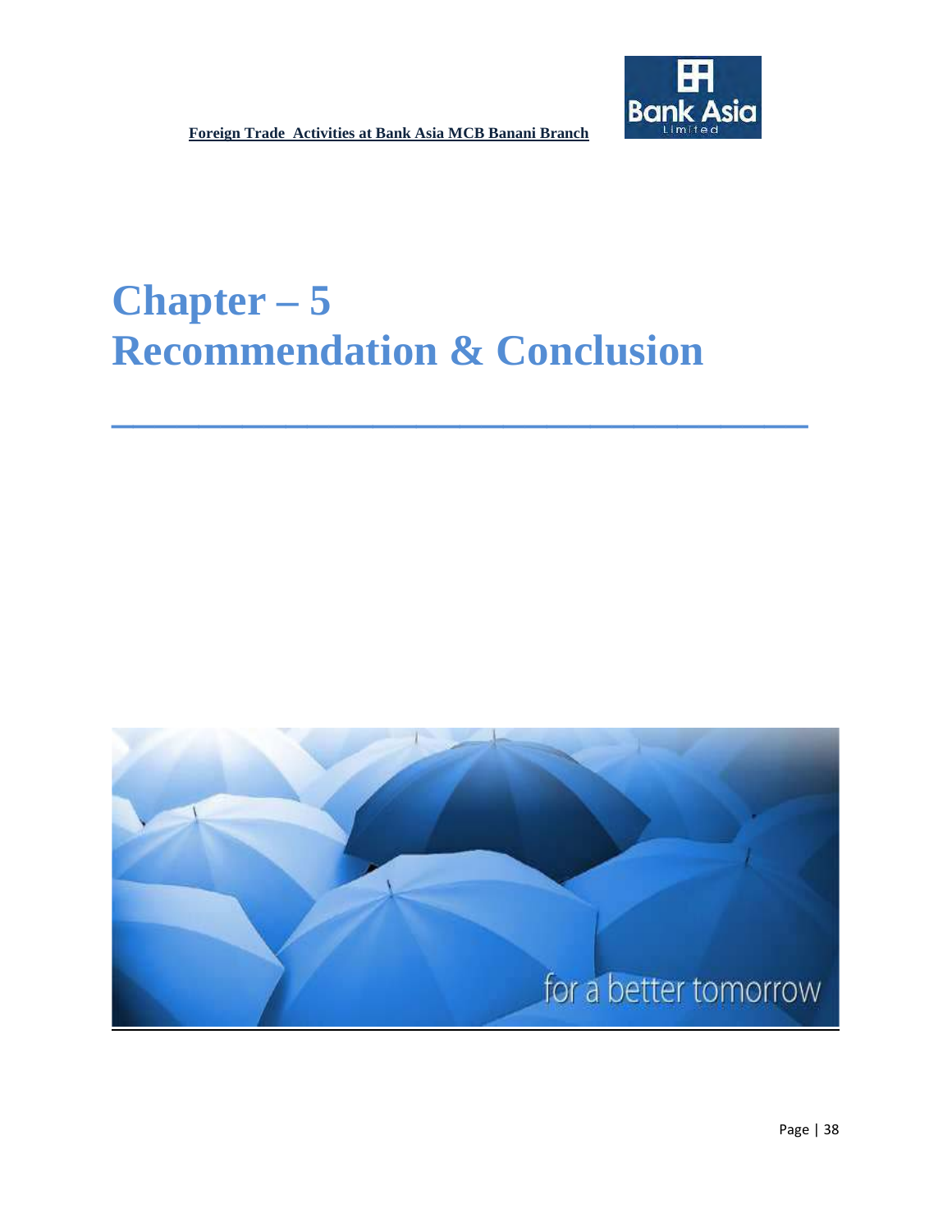# Chapter – 5
# Recommendation & Conclusion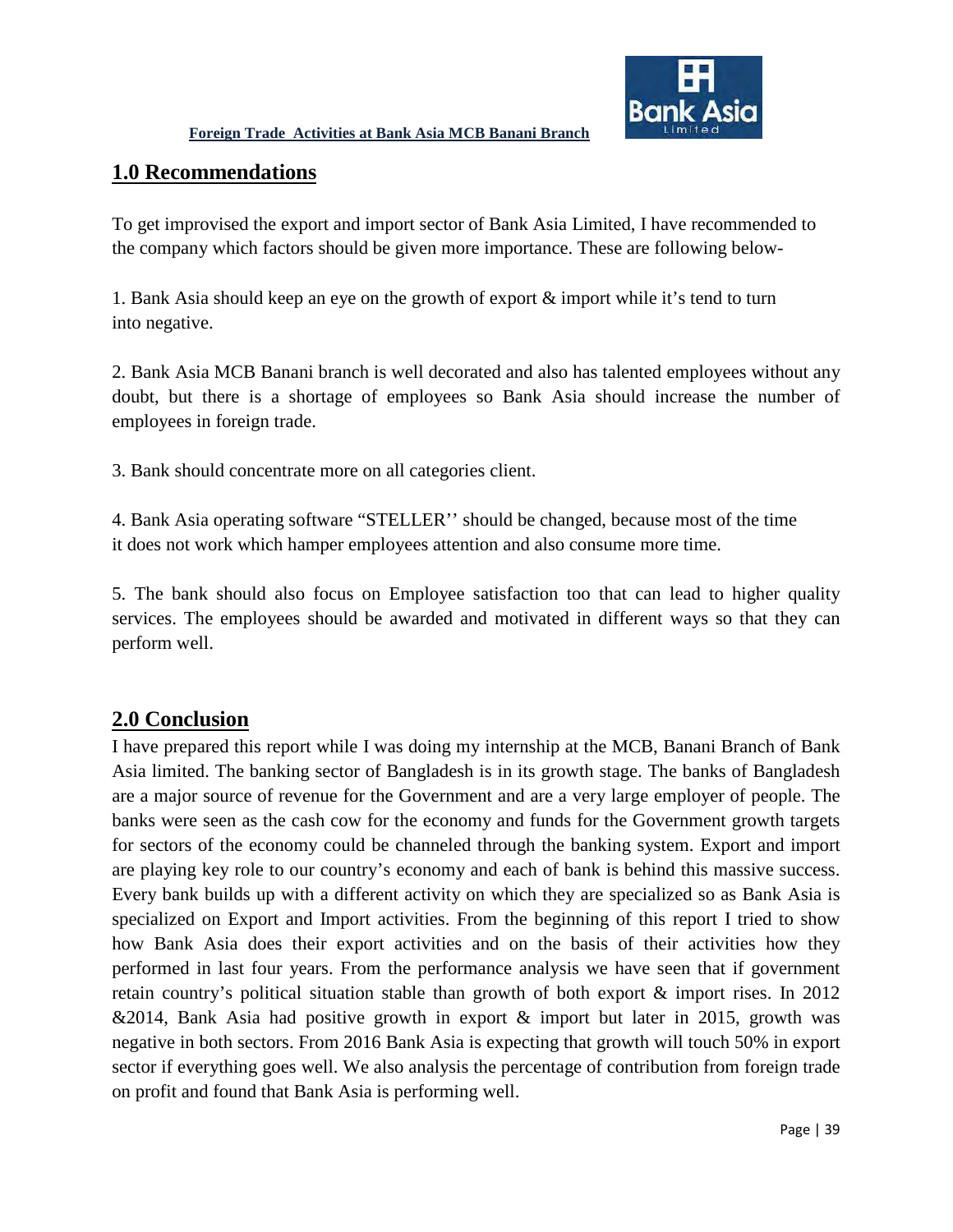## 1.0 Recommendations

To get improvised the export and import sector of Bank Asia Limited, I have recommended to the company which factors should be given more importance. These are following below-

1. Bank Asia should keep an eye on the growth of export & import while it's tend to turn into negative.

2. Bank Asia MCB Banani branch is well decorated and also has talented employees without any doubt, but there is a shortage of employees so Bank Asia should increase the number of employees in foreign trade.

3. Bank should concentrate more on all categories client.

4. Bank Asia operating software "STELLER'' should be changed, because most of the time it does not work which hamper employees attention and also consume more time.

5. The bank should also focus on Employee satisfaction too that can lead to higher quality services. The employees should be awarded and motivated in different ways so that they can perform well.

## 2.0 Conclusion

I have prepared this report while I was doing my internship at the MCB, Banani Branch of Bank Asia limited. The banking sector of Bangladesh is in its growth stage. The banks of Bangladesh are a major source of revenue for the Government and are a very large employer of people. The banks were seen as the cash cow for the economy and funds for the Government growth targets for sectors of the economy could be channeled through the banking system. Export and import are playing key role to our country's economy and each of bank is behind this massive success. Every bank builds up with a different activity on which they are specialized so as Bank Asia is specialized on Export and Import activities. From the beginning of this report I tried to show how Bank Asia does their export activities and on the basis of their activities how they performed in last four years. From the performance analysis we have seen that if government retain country's political situation stable than growth of both export & import rises. In 2012 &2014, Bank Asia had positive growth in export & import but later in 2015, growth was negative in both sectors. From 2016 Bank Asia is expecting that growth will touch 50% in export sector if everything goes well. We also analysis the percentage of contribution from foreign trade on profit and found that Bank Asia is performing well.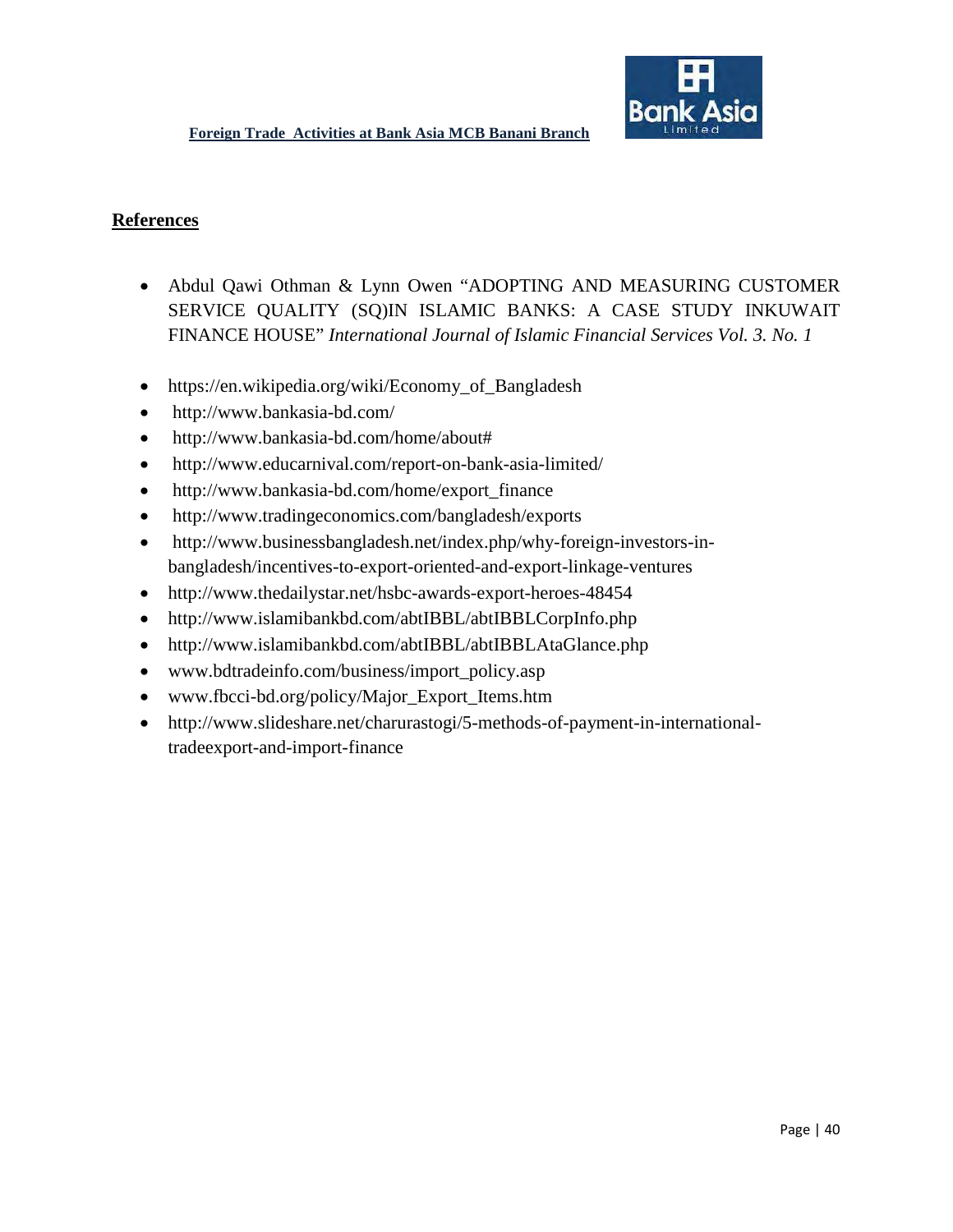## References

- Abdul Qawi Othman & Lynn Owen "ADOPTING AND MEASURING CUSTOMER SERVICE QUALITY (SQ)IN ISLAMIC BANKS: A CASE STUDY INKUWAIT FINANCE HOUSE" *International Journal of Islamic Financial Services Vol. 3. No. 1*

- https://en.wikipedia.org/wiki/Economy_of_Bangladesh
- http://www.bankasia-bd.com/
- http://www.bankasia-bd.com/home/about#
- http://www.educarnival.com/report-on-bank-asia-limited/
- http://www.bankasia-bd.com/home/export_finance
- http://www.tradingeconomics.com/bangladesh/exports
- http://www.businessbangladesh.net/index.php/why-foreign-investors-in-bangladesh/incentives-to-export-oriented-and-export-linkage-ventures
- http://www.thedailystar.net/hsbc-awards-export-heroes-48454
- http://www.islamibankbd.com/abtIBBL/abtIBBLCorpInfo.php
- http://www.islamibankbd.com/abtIBBL/abtIBBLAtaGlance.php
- www.bdtradeinfo.com/business/import_policy.asp
- www.fbcci-bd.org/policy/Major_Export_Items.htm
- http://www.slideshare.net/charurastogi/5-methods-of-payment-in-international-tradeexport-and-import-finance